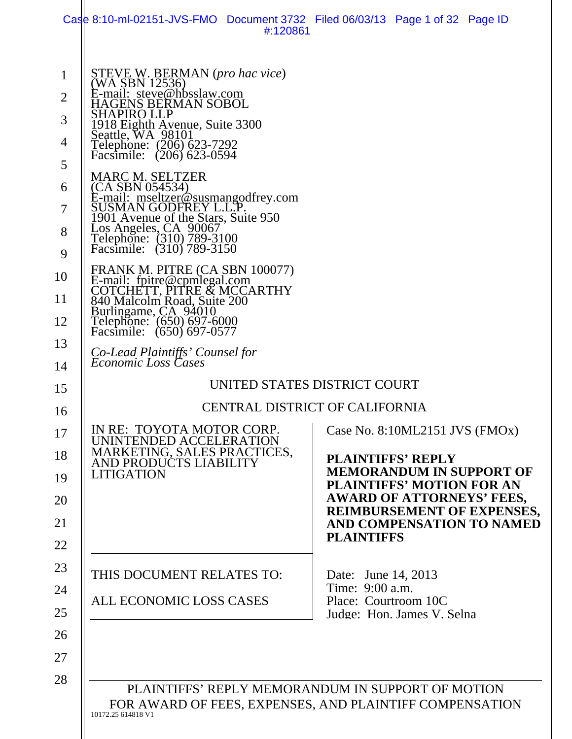STEVE W. BERMAN (*pro hac vice*)
(WA SBN 12536)
E-mail: steve@hbsslaw.com
HAGENS BERMAN SOBOL
SHAPIRO LLP
1918 Eighth Avenue, Suite 3300
Seattle, WA 98101
Telephone: (206) 623-7292
Facsimile: (206) 623-0594

MARC M. SELTZER
(CA SBN 054534)
E-mail: mseltzer@susmangodfrey.com
SUSMAN GODFREY L.L.P.
1901 Avenue of the Stars, Suite 950
Los Angeles, CA 90067
Telephone: (310) 789-3100
Facsimile: (310) 789-3150

FRANK M. PITRE (CA SBN 100077)
E-mail: fpitre@cpmlegal.com
COTCHETT, PITRE & MCCARTHY
840 Malcolm Road, Suite 200
Burlingame, CA 94010
Telephone: (650) 697-6000
Facsimile: (650) 697-0577

*Co-Lead Plaintiffs' Counsel for Economic Loss Cases*

UNITED STATES DISTRICT COURT

CENTRAL DISTRICT OF CALIFORNIA

IN RE: TOYOTA MOTOR CORP. UNINTENDED ACCELERATION MARKETING, SALES PRACTICES, AND PRODUCTS LIABILITY LITIGATION

Case No. 8:10ML2151 JVS (FMOx)

**PLAINTIFFS' REPLY MEMORANDUM IN SUPPORT OF PLAINTIFFS' MOTION FOR AN AWARD OF ATTORNEYS' FEES, REIMBURSEMENT OF EXPENSES, AND COMPENSATION TO NAMED PLAINTIFFS**

THIS DOCUMENT RELATES TO:

ALL ECONOMIC LOSS CASES

Date: June 14, 2013
Time: 9:00 a.m.
Place: Courtroom 10C
Judge: Hon. James V. Selna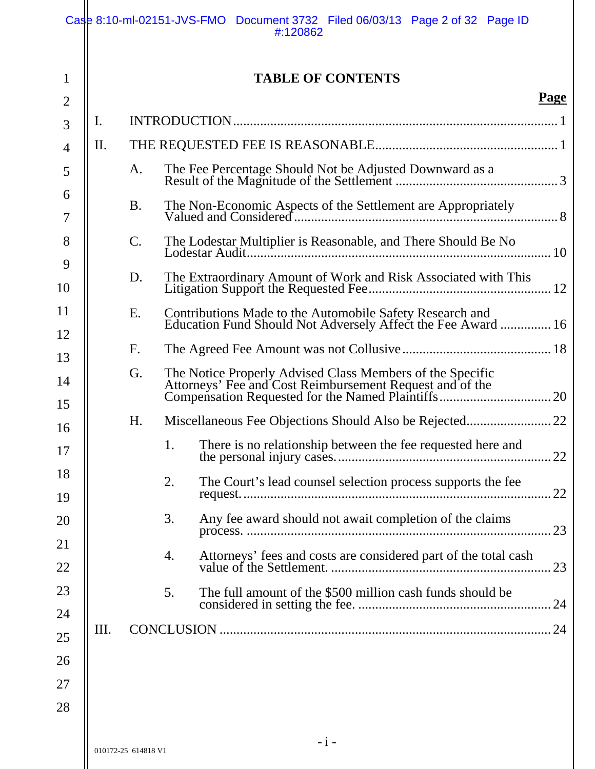## TABLE OF CONTENTS

| | | Page |
|---|---|---|
| I. | INTRODUCTION | 1 |
| II. | THE REQUESTED FEE IS REASONABLE | 1 |
| | A. The Fee Percentage Should Not be Adjusted Downward as a Result of the Magnitude of the Settlement | 3 |
| | B. The Non-Economic Aspects of the Settlement are Appropriately Valued and Considered | 8 |
| | C. The Lodestar Multiplier is Reasonable, and There Should Be No Lodestar Audit | 10 |
| | D. The Extraordinary Amount of Work and Risk Associated with This Litigation Support the Requested Fee | 12 |
| | E. Contributions Made to the Automobile Safety Research and Education Fund Should Not Adversely Affect the Fee Award | 16 |
| | F. The Agreed Fee Amount was not Collusive | 18 |
| | G. The Notice Properly Advised Class Members of the Specific Attorneys' Fee and Cost Reimbursement Request and of the Compensation Requested for the Named Plaintiffs | 20 |
| | H. Miscellaneous Fee Objections Should Also be Rejected | 22 |
| | 1. There is no relationship between the fee requested here and the personal injury cases. | 22 |
| | 2. The Court's lead counsel selection process supports the fee request. | 22 |
| | 3. Any fee award should not await completion of the claims process. | 23 |
| | 4. Attorneys' fees and costs are considered part of the total cash value of the Settlement. | 23 |
| | 5. The full amount of the $500 million cash funds should be considered in setting the fee. | 24 |
| III. | CONCLUSION | 24 |

010172-25 614818 V1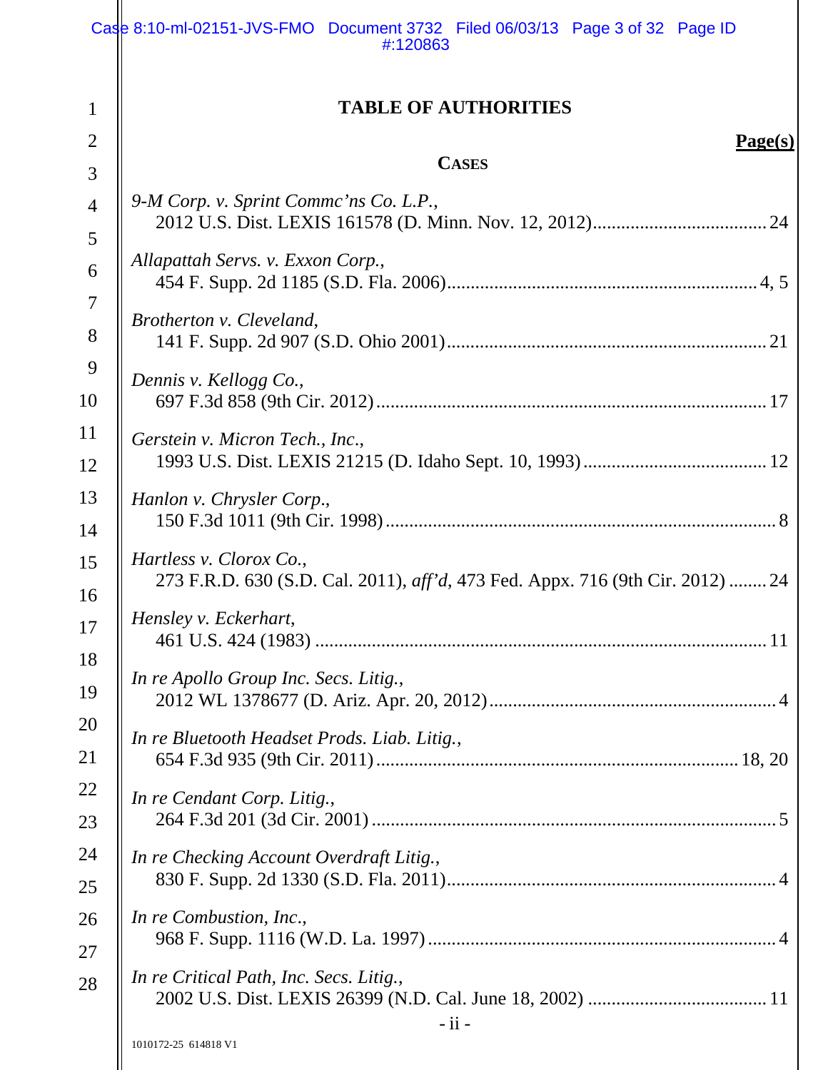# TABLE OF AUTHORITIES

**Page(s)**

**CASES**

*9-M Corp. v. Sprint Commc'ns Co. L.P.*,
2012 U.S. Dist. LEXIS 161578 (D. Minn. Nov. 12, 2012) .................................... 24

*Allapattah Servs. v. Exxon Corp.*,
454 F. Supp. 2d 1185 (S.D. Fla. 2006) ................................................................ 4, 5

*Brotherton v. Cleveland*,
141 F. Supp. 2d 907 (S.D. Ohio 2001) ................................................................... 21

*Dennis v. Kellogg Co.*,
697 F.3d 858 (9th Cir. 2012) ................................................................................... 17

*Gerstein v. Micron Tech., Inc.*,
1993 U.S. Dist. LEXIS 21215 (D. Idaho Sept. 10, 1993) ....................................... 12

*Hanlon v. Chrysler Corp.*,
150 F.3d 1011 (9th Cir. 1998) ................................................................................... 8

*Hartless v. Clorox Co.*,
273 F.R.D. 630 (S.D. Cal. 2011), *aff'd*, 473 Fed. Appx. 716 (9th Cir. 2012) ........ 24

*Hensley v. Eckerhart*,
461 U.S. 424 (1983) ................................................................................................ 11

*In re Apollo Group Inc. Secs. Litig.*,
2012 WL 1378677 (D. Ariz. Apr. 20, 2012) ............................................................ 4

*In re Bluetooth Headset Prods. Liab. Litig.*,
654 F.3d 935 (9th Cir. 2011) ............................................................................ 18, 20

*In re Cendant Corp. Litig.*,
264 F.3d 201 (3d Cir. 2001) ...................................................................................... 5

*In re Checking Account Overdraft Litig.*,
830 F. Supp. 2d 1330 (S.D. Fla. 2011) ..................................................................... 4

*In re Combustion, Inc.*,
968 F. Supp. 1116 (W.D. La. 1997) .......................................................................... 4

*In re Critical Path, Inc. Secs. Litig.*,
2002 U.S. Dist. LEXIS 26399 (N.D. Cal. June 18, 2002) ....................................... 11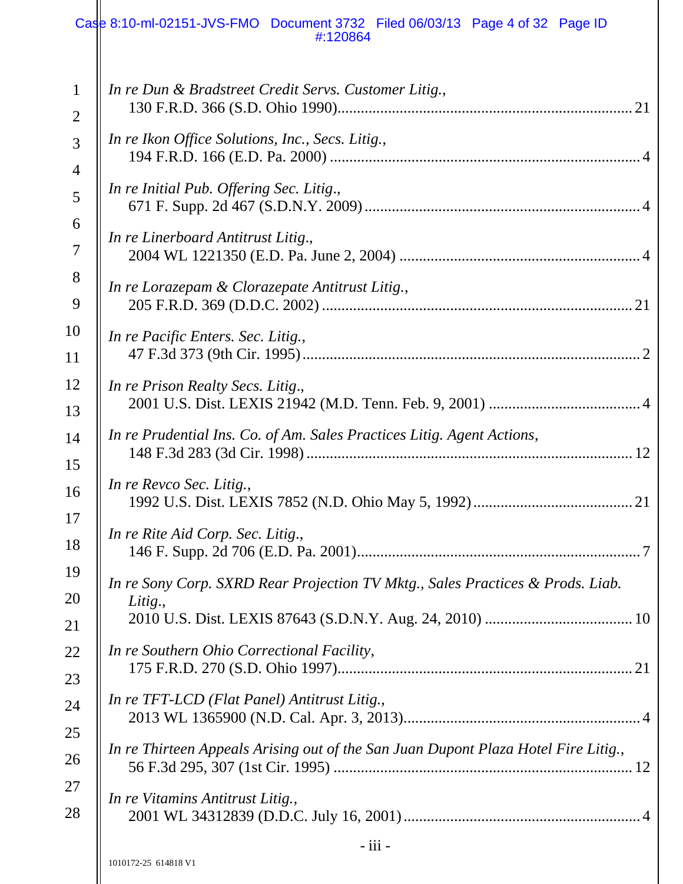*In re Dun & Bradstreet Credit Servs. Customer Litig.*,
130 F.R.D. 366 (S.D. Ohio 1990)........................................................................ 21

*In re Ikon Office Solutions, Inc., Secs. Litig.*,
194 F.R.D. 166 (E.D. Pa. 2000) ........................................................................... 4

*In re Initial Pub. Offering Sec. Litig*.,
671 F. Supp. 2d 467 (S.D.N.Y. 2009) ................................................................... 4

*In re Linerboard Antitrust Litig*.,
2004 WL 1221350 (E.D. Pa. June 2, 2004) .......................................................... 4

*In re Lorazepam & Clorazepate Antitrust Litig.*,
205 F.R.D. 369 (D.D.C. 2002) ............................................................................. 21

*In re Pacific Enters. Sec. Litig.*,
47 F.3d 373 (9th Cir. 1995) .................................................................................. 2

*In re Prison Realty Secs. Litig*.,
2001 U.S. Dist. LEXIS 21942 (M.D. Tenn. Feb. 9, 2001) .................................... 4

*In re Prudential Ins. Co. of Am. Sales Practices Litig. Agent Actions*,
148 F.3d 283 (3d Cir. 1998) ................................................................................. 12

*In re Revco Sec. Litig.*,
1992 U.S. Dist. LEXIS 7852 (N.D. Ohio May 5, 1992) ....................................... 21

*In re Rite Aid Corp. Sec. Litig*.,
146 F. Supp. 2d 706 (E.D. Pa. 2001) .................................................................... 7

*In re Sony Corp. SXRD Rear Projection TV Mktg., Sales Practices & Prods. Liab. Litig*.,
2010 U.S. Dist. LEXIS 87643 (S.D.N.Y. Aug. 24, 2010) .................................... 10

*In re Southern Ohio Correctional Facility*,
175 F.R.D. 270 (S.D. Ohio 1997)........................................................................ 21

*In re TFT-LCD (Flat Panel) Antitrust Litig.*,
2013 WL 1365900 (N.D. Cal. Apr. 3, 2013).......................................................... 4

*In re Thirteen Appeals Arising out of the San Juan Dupont Plaza Hotel Fire Litig.*,
56 F.3d 295, 307 (1st Cir. 1995) .......................................................................... 12

*In re Vitamins Antitrust Litig.*,
2001 WL 34312839 (D.D.C. July 16, 2001) .......................................................... 4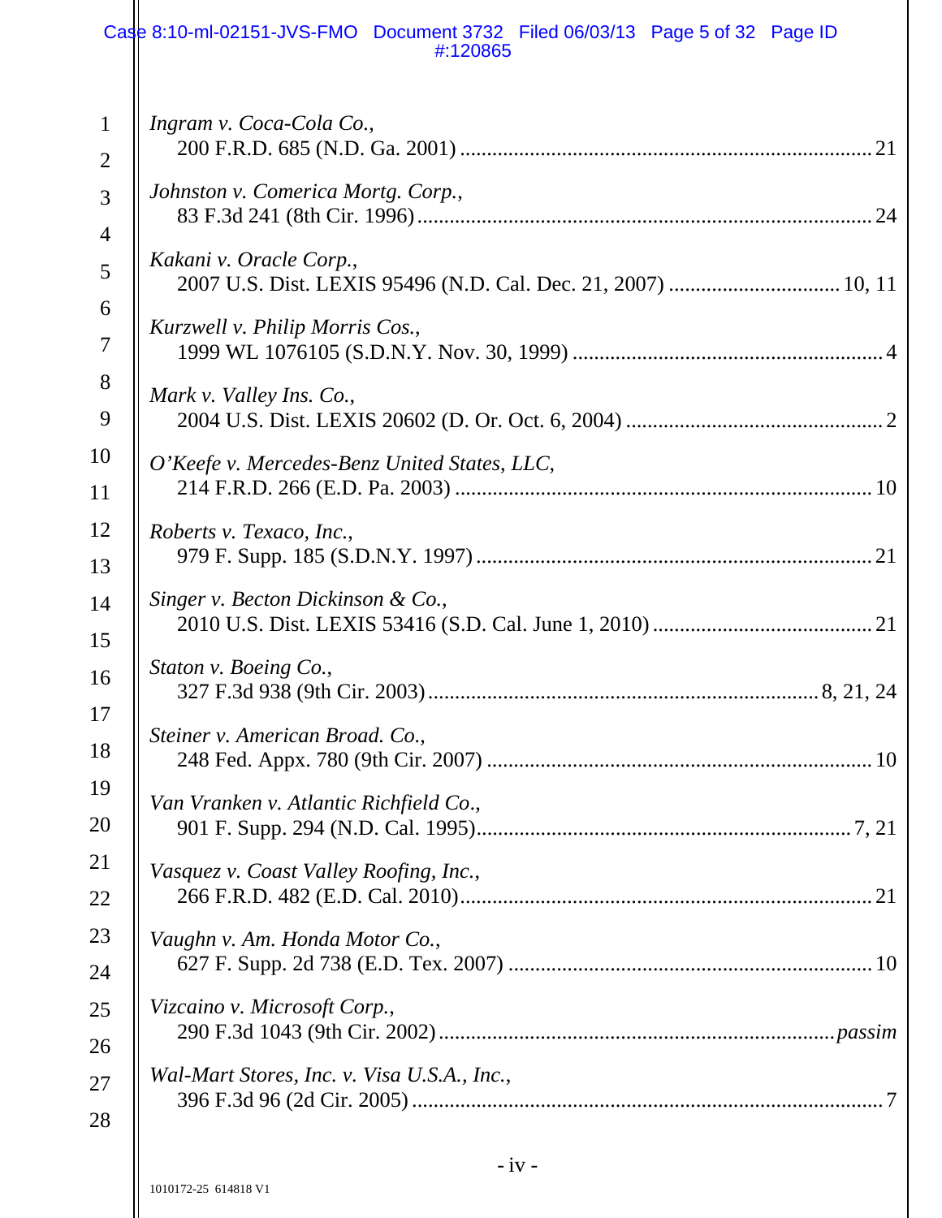*Ingram v. Coca-Cola Co.*,
200 F.R.D. 685 (N.D. Ga. 2001) ............................................................................ 21

*Johnston v. Comerica Mortg. Corp.*,
83 F.3d 241 (8th Cir. 1996) .................................................................................... 24

*Kakani v. Oracle Corp.*,
2007 U.S. Dist. LEXIS 95496 (N.D. Cal. Dec. 21, 2007) ............................... 10, 11

*Kurzwell v. Philip Morris Cos.*,
1999 WL 1076105 (S.D.N.Y. Nov. 30, 1999) ......................................................... 4

*Mark v. Valley Ins. Co.*,
2004 U.S. Dist. LEXIS 20602 (D. Or. Oct. 6, 2004) ............................................... 2

*O'Keefe v. Mercedes-Benz United States, LLC*,
214 F.R.D. 266 (E.D. Pa. 2003) ............................................................................ 10

*Roberts v. Texaco, Inc.*,
979 F. Supp. 185 (S.D.N.Y. 1997) ......................................................................... 21

*Singer v. Becton Dickinson & Co.*,
2010 U.S. Dist. LEXIS 53416 (S.D. Cal. June 1, 2010) ......................................... 21

*Staton v. Boeing Co.*,
327 F.3d 938 (9th Cir. 2003) ......................................................................... 8, 21, 24

*Steiner v. American Broad. Co.*,
248 Fed. Appx. 780 (9th Cir. 2007) ....................................................................... 10

*Van Vranken v. Atlantic Richfield Co.*,
901 F. Supp. 294 (N.D. Cal. 1995) .................................................................... 7, 21

*Vasquez v. Coast Valley Roofing, Inc.*,
266 F.R.D. 482 (E.D. Cal. 2010) ........................................................................... 21

*Vaughn v. Am. Honda Motor Co.*,
627 F. Supp. 2d 738 (E.D. Tex. 2007) ................................................................... 10

*Vizcaino v. Microsoft Corp.*,
290 F.3d 1043 (9th Cir. 2002) ......................................................................... *passim*

*Wal-Mart Stores, Inc. v. Visa U.S.A., Inc.*,
396 F.3d 96 (2d Cir. 2005) ....................................................................................... 7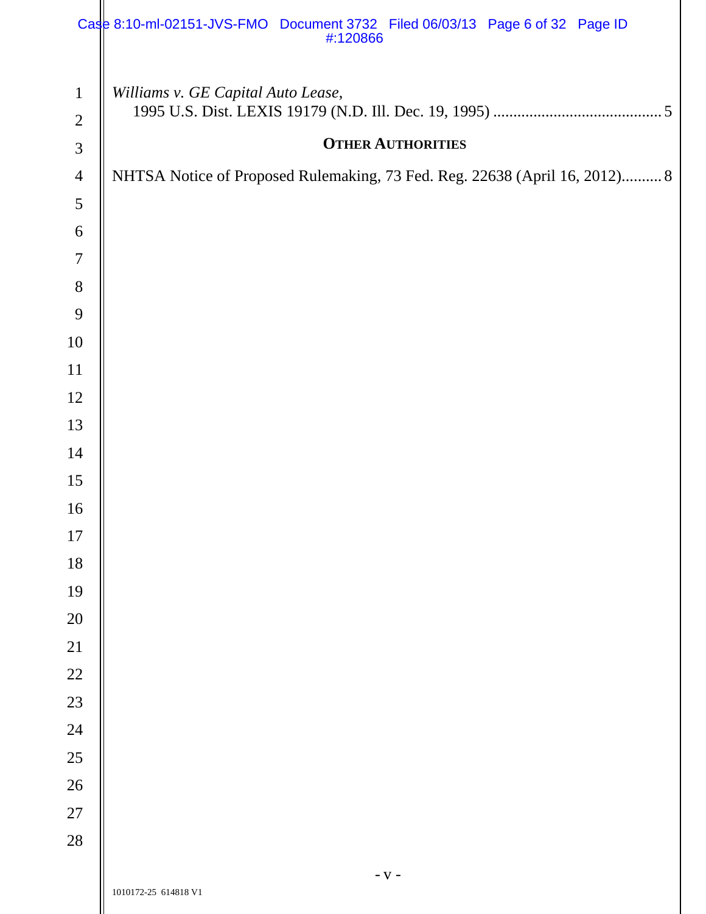*Williams v. GE Capital Auto Lease*,
1995 U.S. Dist. LEXIS 19179 (N.D. Ill. Dec. 19, 1995) .......................................... 5

**OTHER AUTHORITIES**

NHTSA Notice of Proposed Rulemaking, 73 Fed. Reg. 22638 (April 16, 2012).......... 8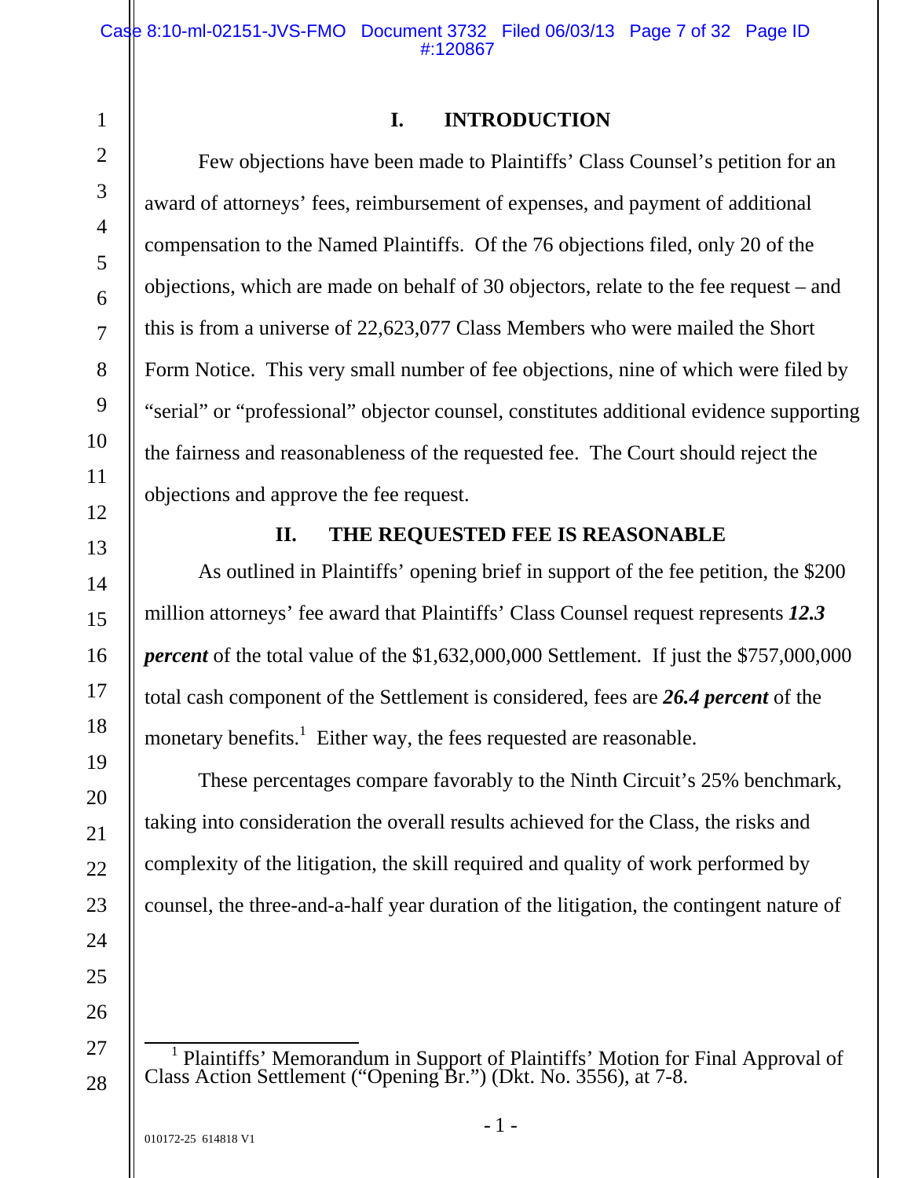## I. INTRODUCTION

Few objections have been made to Plaintiffs' Class Counsel's petition for an award of attorneys' fees, reimbursement of expenses, and payment of additional compensation to the Named Plaintiffs. Of the 76 objections filed, only 20 of the objections, which are made on behalf of 30 objectors, relate to the fee request – and this is from a universe of 22,623,077 Class Members who were mailed the Short Form Notice. This very small number of fee objections, nine of which were filed by "serial" or "professional" objector counsel, constitutes additional evidence supporting the fairness and reasonableness of the requested fee. The Court should reject the objections and approve the fee request.

## II. THE REQUESTED FEE IS REASONABLE

As outlined in Plaintiffs' opening brief in support of the fee petition, the $200 million attorneys' fee award that Plaintiffs' Class Counsel request represents ***12.3 percent*** of the total value of the $1,632,000,000 Settlement. If just the $757,000,000 total cash component of the Settlement is considered, fees are ***26.4 percent*** of the monetary benefits.[1] Either way, the fees requested are reasonable.

These percentages compare favorably to the Ninth Circuit's 25% benchmark, taking into consideration the overall results achieved for the Class, the risks and complexity of the litigation, the skill required and quality of work performed by counsel, the three-and-a-half year duration of the litigation, the contingent nature of

---

[1] Plaintiffs' Memorandum in Support of Plaintiffs' Motion for Final Approval of Class Action Settlement ("Opening Br.") (Dkt. No. 3556), at 7-8.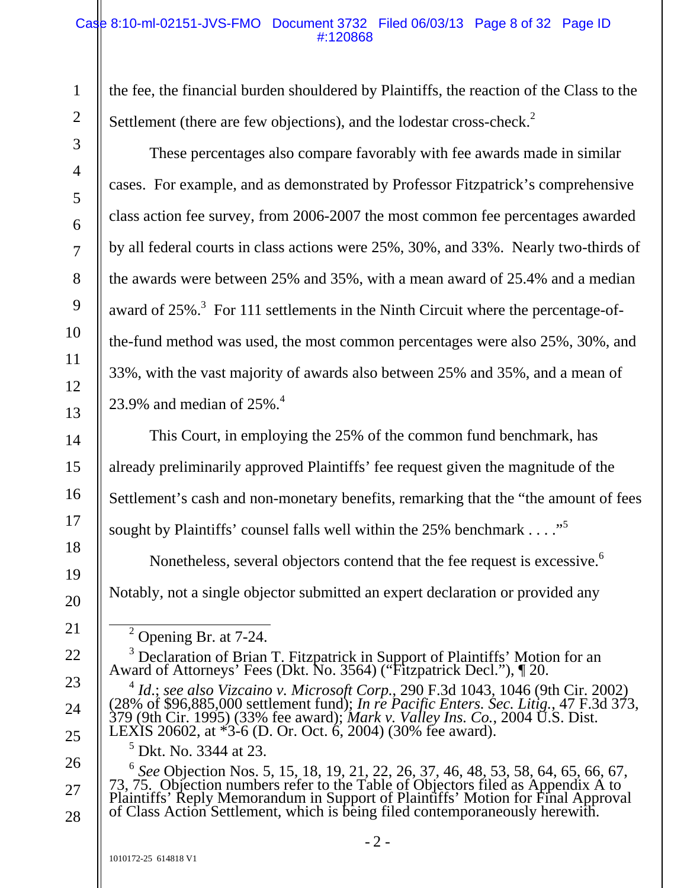the fee, the financial burden shouldered by Plaintiffs, the reaction of the Class to the Settlement (there are few objections), and the lodestar cross-check.[2]

These percentages also compare favorably with fee awards made in similar cases. For example, and as demonstrated by Professor Fitzpatrick's comprehensive class action fee survey, from 2006-2007 the most common fee percentages awarded by all federal courts in class actions were 25%, 30%, and 33%. Nearly two-thirds of the awards were between 25% and 35%, with a mean award of 25.4% and a median award of 25%.[3] For 111 settlements in the Ninth Circuit where the percentage-of-the-fund method was used, the most common percentages were also 25%, 30%, and 33%, with the vast majority of awards also between 25% and 35%, and a mean of 23.9% and median of 25%.[4]

This Court, in employing the 25% of the common fund benchmark, has already preliminarily approved Plaintiffs' fee request given the magnitude of the Settlement's cash and non-monetary benefits, remarking that the "the amount of fees sought by Plaintiffs' counsel falls well within the 25% benchmark . . . ."[5]

Nonetheless, several objectors contend that the fee request is excessive.[6] Notably, not a single objector submitted an expert declaration or provided any

---

[2] Opening Br. at 7-24.

[3] Declaration of Brian T. Fitzpatrick in Support of Plaintiffs' Motion for an Award of Attorneys' Fees (Dkt. No. 3564) ("Fitzpatrick Decl."), ¶ 20.

[4] *Id.*; *see also Vizcaino v. Microsoft Corp.*, 290 F.3d 1043, 1046 (9th Cir. 2002) (28% of $96,885,000 settlement fund); *In re Pacific Enters. Sec. Litig.*, 47 F.3d 373, 379 (9th Cir. 1995) (33% fee award); *Mark v. Valley Ins. Co.*, 2004 U.S. Dist. LEXIS 20602, at *3-6 (D. Or. Oct. 6, 2004) (30% fee award).

[5] Dkt. No. 3344 at 23.

[6] *See* Objection Nos. 5, 15, 18, 19, 21, 22, 26, 37, 46, 48, 53, 58, 64, 65, 66, 67, 73, 75. Objection numbers refer to the Table of Objectors filed as Appendix A to Plaintiffs' Reply Memorandum in Support of Plaintiffs' Motion for Final Approval of Class Action Settlement, which is being filed contemporaneously herewith.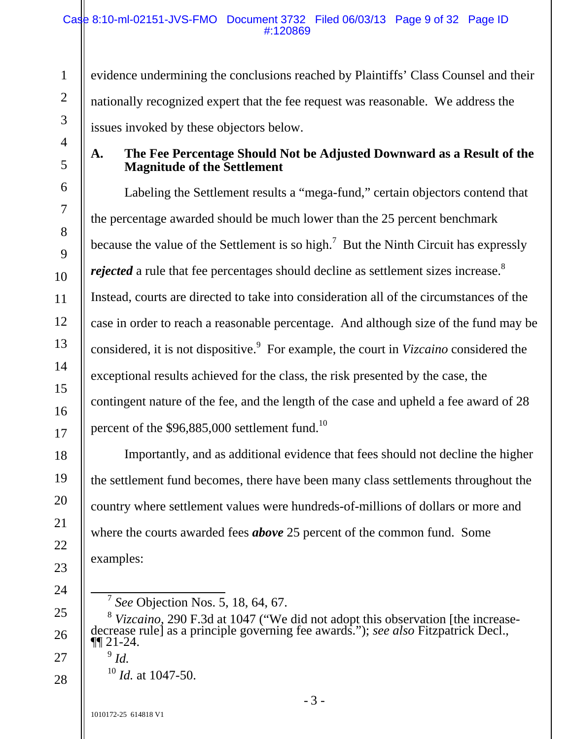evidence undermining the conclusions reached by Plaintiffs' Class Counsel and their nationally recognized expert that the fee request was reasonable. We address the issues invoked by these objectors below.

**A. The Fee Percentage Should Not be Adjusted Downward as a Result of the Magnitude of the Settlement**

Labeling the Settlement results a "mega-fund," certain objectors contend that the percentage awarded should be much lower than the 25 percent benchmark because the value of the Settlement is so high.[7] But the Ninth Circuit has expressly ***rejected*** a rule that fee percentages should decline as settlement sizes increase.[8] Instead, courts are directed to take into consideration all of the circumstances of the case in order to reach a reasonable percentage. And although size of the fund may be considered, it is not dispositive.[9] For example, the court in *Vizcaino* considered the exceptional results achieved for the class, the risk presented by the case, the contingent nature of the fee, and the length of the case and upheld a fee award of 28 percent of the $96,885,000 settlement fund.[10]

Importantly, and as additional evidence that fees should not decline the higher the settlement fund becomes, there have been many class settlements throughout the country where settlement values were hundreds-of-millions of dollars or more and where the courts awarded fees ***above*** 25 percent of the common fund. Some examples:

---

[7] *See* Objection Nos. 5, 18, 64, 67.

[8] *Vizcaino*, 290 F.3d at 1047 ("We did not adopt this observation [the increase-decrease rule] as a principle governing fee awards."); *see also* Fitzpatrick Decl., ¶¶ 21-24.

[9] *Id.*

[10] *Id.* at 1047-50.

1010172-25 614818 V1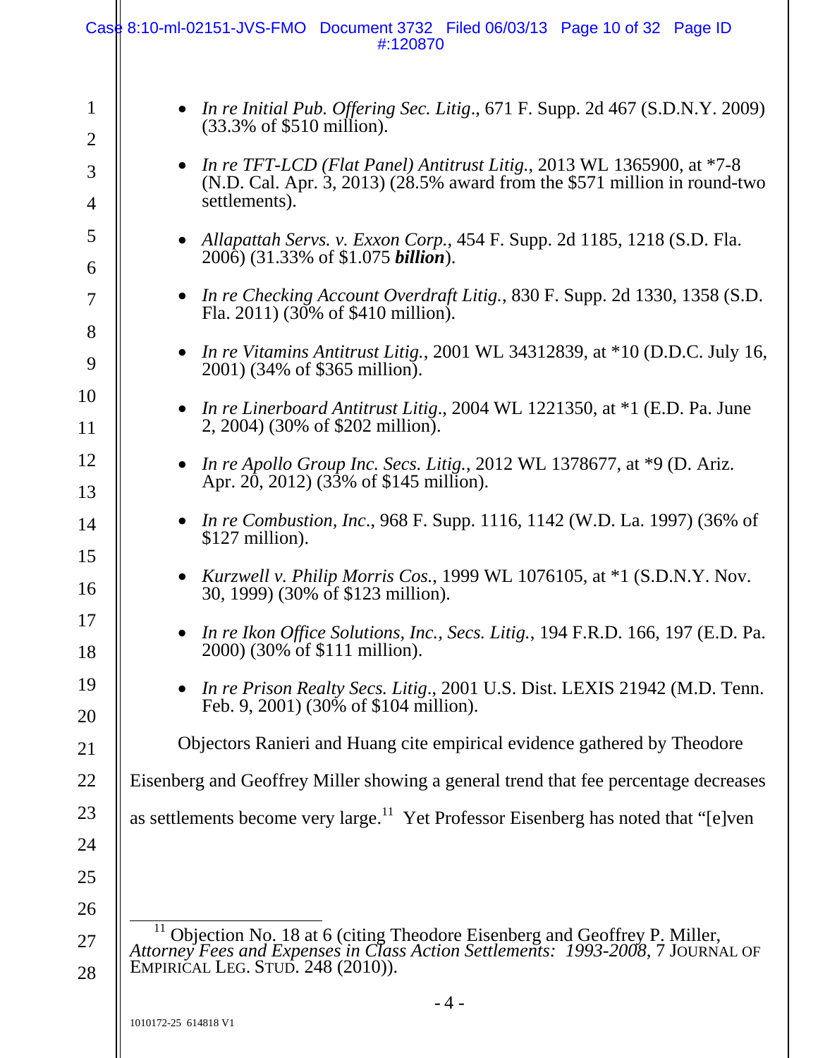- *In re Initial Pub. Offering Sec. Litig*., 671 F. Supp. 2d 467 (S.D.N.Y. 2009) (33.3% of $510 million).

- *In re TFT-LCD (Flat Panel) Antitrust Litig.*, 2013 WL 1365900, at *7-8 (N.D. Cal. Apr. 3, 2013) (28.5% award from the $571 million in round-two settlements).

- *Allapattah Servs. v. Exxon Corp.*, 454 F. Supp. 2d 1185, 1218 (S.D. Fla. 2006) (31.33% of $1.075 ***billion***).

- *In re Checking Account Overdraft Litig.*, 830 F. Supp. 2d 1330, 1358 (S.D. Fla. 2011) (30% of $410 million).

- *In re Vitamins Antitrust Litig.*, 2001 WL 34312839, at *10 (D.D.C. July 16, 2001) (34% of $365 million).

- *In re Linerboard Antitrust Litig*., 2004 WL 1221350, at *1 (E.D. Pa. June 2, 2004) (30% of $202 million).

- *In re Apollo Group Inc. Secs. Litig.*, 2012 WL 1378677, at *9 (D. Ariz. Apr. 20, 2012) (33% of $145 million).

- *In re Combustion, Inc*., 968 F. Supp. 1116, 1142 (W.D. La. 1997) (36% of $127 million).

- *Kurzwell v. Philip Morris Cos.*, 1999 WL 1076105, at *1 (S.D.N.Y. Nov. 30, 1999) (30% of $123 million).

- *In re Ikon Office Solutions, Inc., Secs. Litig.*, 194 F.R.D. 166, 197 (E.D. Pa. 2000) (30% of $111 million).

- *In re Prison Realty Secs. Litig*., 2001 U.S. Dist. LEXIS 21942 (M.D. Tenn. Feb. 9, 2001) (30% of $104 million).

Objectors Ranieri and Huang cite empirical evidence gathered by Theodore Eisenberg and Geoffrey Miller showing a general trend that fee percentage decreases as settlements become very large.[11] Yet Professor Eisenberg has noted that "[e]ven

---

[11] Objection No. 18 at 6 (citing Theodore Eisenberg and Geoffrey P. Miller, *Attorney Fees and Expenses in Class Action Settlements: 1993-2008*, 7 JOURNAL OF EMPIRICAL LEG. STUD. 248 (2010)).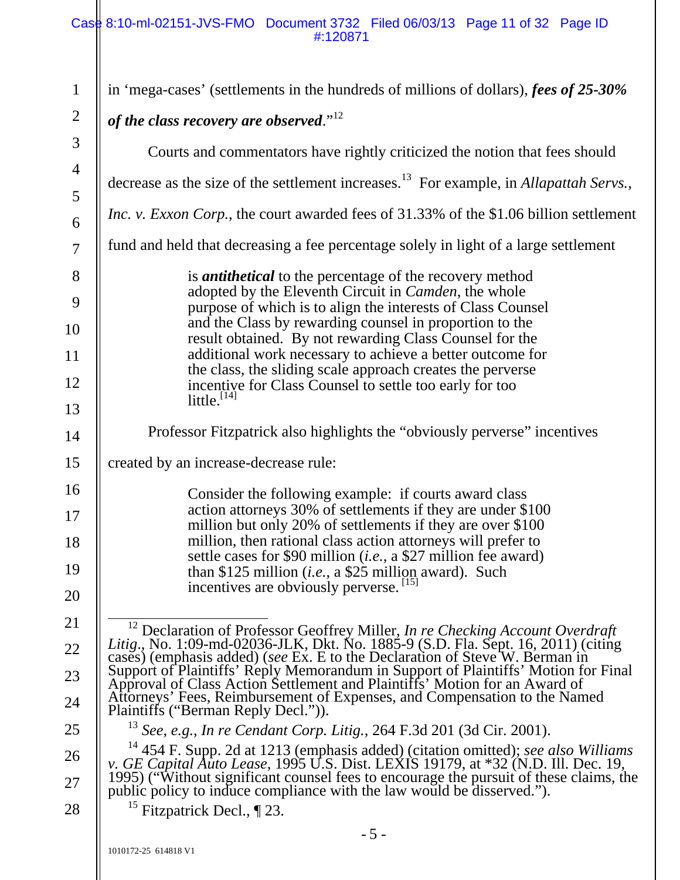in 'mega-cases' (settlements in the hundreds of millions of dollars), ***fees of 25-30% of the class recovery are observed***."[12]

Courts and commentators have rightly criticized the notion that fees should decrease as the size of the settlement increases.[13] For example, in *Allapattah Servs., Inc. v. Exxon Corp.*, the court awarded fees of 31.33% of the $1.06 billion settlement fund and held that decreasing a fee percentage solely in light of a large settlement

> is ***antithetical*** to the percentage of the recovery method adopted by the Eleventh Circuit in *Camden*, the whole purpose of which is to align the interests of Class Counsel and the Class by rewarding counsel in proportion to the result obtained. By not rewarding Class Counsel for the additional work necessary to achieve a better outcome for the class, the sliding scale approach creates the perverse incentive for Class Counsel to settle too early for too little.[14]

Professor Fitzpatrick also highlights the "obviously perverse" incentives created by an increase-decrease rule:

> Consider the following example: if courts award class action attorneys 30% of settlements if they are under $100 million but only 20% of settlements if they are over $100 million, then rational class action attorneys will prefer to settle cases for $90 million (*i.e.*, a $27 million fee award) than $125 million (*i.e.*, a $25 million award). Such incentives are obviously perverse.[15]

---

[12] Declaration of Professor Geoffrey Miller, *In re Checking Account Overdraft Litig.*, No. 1:09-md-02036-JLK, Dkt. No. 1885-9 (S.D. Fla. Sept. 16, 2011) (citing cases) (emphasis added) (*see* Ex. E to the Declaration of Steve W. Berman in Support of Plaintiffs' Reply Memorandum in Support of Plaintiffs' Motion for Final Approval of Class Action Settlement and Plaintiffs' Motion for an Award of Attorneys' Fees, Reimbursement of Expenses, and Compensation to the Named Plaintiffs ("Berman Reply Decl.")).

[13] *See, e.g.*, *In re Cendant Corp. Litig.*, 264 F.3d 201 (3d Cir. 2001).

[14] 454 F. Supp. 2d at 1213 (emphasis added) (citation omitted); *see also Williams v. GE Capital Auto Lease*, 1995 U.S. Dist. LEXIS 19179, at *32 (N.D. Ill. Dec. 19, 1995) ("Without significant counsel fees to encourage the pursuit of these claims, the public policy to induce compliance with the law would be disserved.").

[15] Fitzpatrick Decl., ¶ 23.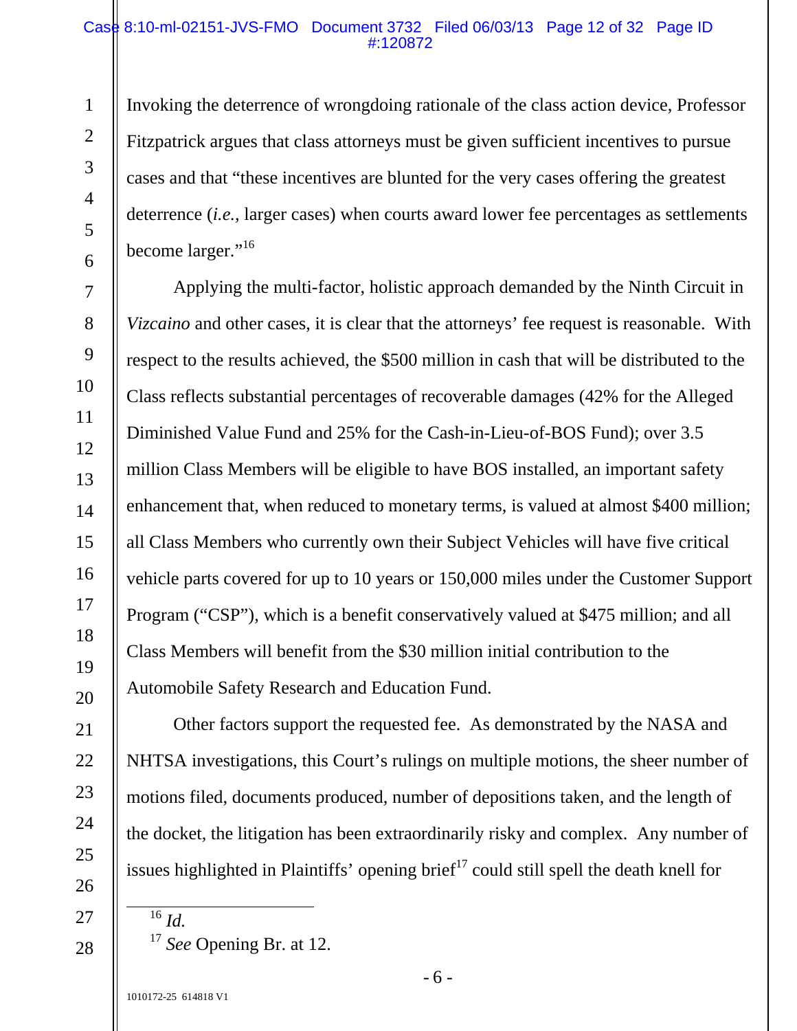Invoking the deterrence of wrongdoing rationale of the class action device, Professor Fitzpatrick argues that class attorneys must be given sufficient incentives to pursue cases and that "these incentives are blunted for the very cases offering the greatest deterrence (*i.e.*, larger cases) when courts award lower fee percentages as settlements become larger."[16]

Applying the multi-factor, holistic approach demanded by the Ninth Circuit in *Vizcaino* and other cases, it is clear that the attorneys' fee request is reasonable. With respect to the results achieved, the $500 million in cash that will be distributed to the Class reflects substantial percentages of recoverable damages (42% for the Alleged Diminished Value Fund and 25% for the Cash-in-Lieu-of-BOS Fund); over 3.5 million Class Members will be eligible to have BOS installed, an important safety enhancement that, when reduced to monetary terms, is valued at almost $400 million; all Class Members who currently own their Subject Vehicles will have five critical vehicle parts covered for up to 10 years or 150,000 miles under the Customer Support Program ("CSP"), which is a benefit conservatively valued at $475 million; and all Class Members will benefit from the $30 million initial contribution to the Automobile Safety Research and Education Fund.

Other factors support the requested fee. As demonstrated by the NASA and NHTSA investigations, this Court's rulings on multiple motions, the sheer number of motions filed, documents produced, number of depositions taken, and the length of the docket, the litigation has been extraordinarily risky and complex. Any number of issues highlighted in Plaintiffs' opening brief[17] could still spell the death knell for

---

[16] *Id.*

[17] *See* Opening Br. at 12.

1010172-25 614818 V1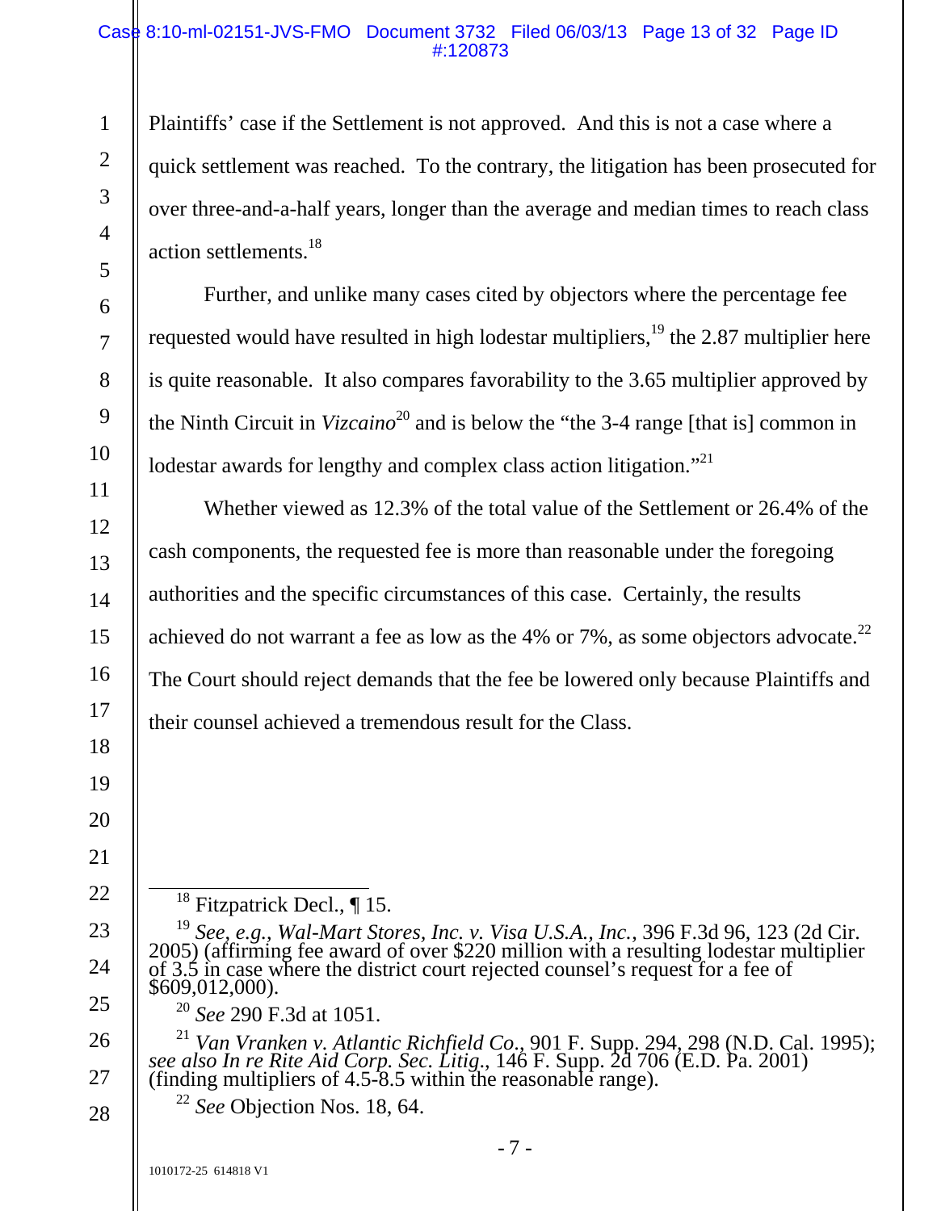Plaintiffs' case if the Settlement is not approved. And this is not a case where a quick settlement was reached. To the contrary, the litigation has been prosecuted for over three-and-a-half years, longer than the average and median times to reach class action settlements.[18]

Further, and unlike many cases cited by objectors where the percentage fee requested would have resulted in high lodestar multipliers,[19] the 2.87 multiplier here is quite reasonable. It also compares favorability to the 3.65 multiplier approved by the Ninth Circuit in *Vizcaino*[20] and is below the "the 3-4 range [that is] common in lodestar awards for lengthy and complex class action litigation."[21]

Whether viewed as 12.3% of the total value of the Settlement or 26.4% of the cash components, the requested fee is more than reasonable under the foregoing authorities and the specific circumstances of this case. Certainly, the results achieved do not warrant a fee as low as the 4% or 7%, as some objectors advocate.[22] The Court should reject demands that the fee be lowered only because Plaintiffs and their counsel achieved a tremendous result for the Class.

---

[18] Fitzpatrick Decl., ¶ 15.

[19] *See, e.g., Wal-Mart Stores, Inc. v. Visa U.S.A., Inc.*, 396 F.3d 96, 123 (2d Cir. 2005) (affirming fee award of over $220 million with a resulting lodestar multiplier of 3.5 in case where the district court rejected counsel's request for a fee of $609,012,000).

[20] *See* 290 F.3d at 1051.

[21] *Van Vranken v. Atlantic Richfield Co.*, 901 F. Supp. 294, 298 (N.D. Cal. 1995); *see also In re Rite Aid Corp. Sec. Litig.*, 146 F. Supp. 2d 706 (E.D. Pa. 2001) (finding multipliers of 4.5-8.5 within the reasonable range).

[22] *See* Objection Nos. 18, 64.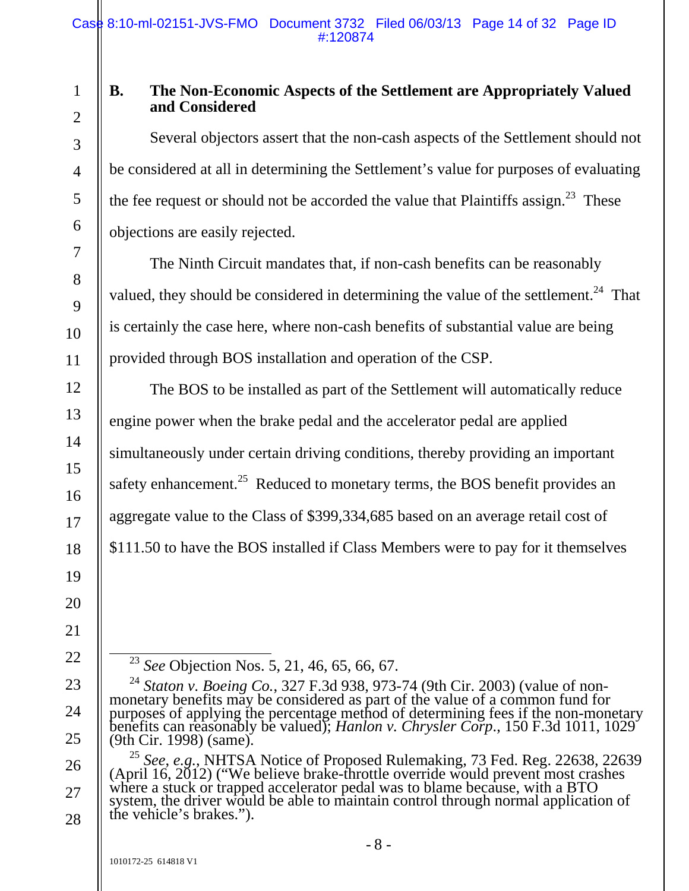### B. The Non-Economic Aspects of the Settlement are Appropriately Valued and Considered

Several objectors assert that the non-cash aspects of the Settlement should not be considered at all in determining the Settlement's value for purposes of evaluating the fee request or should not be accorded the value that Plaintiffs assign.[23] These objections are easily rejected.

The Ninth Circuit mandates that, if non-cash benefits can be reasonably valued, they should be considered in determining the value of the settlement.[24] That is certainly the case here, where non-cash benefits of substantial value are being provided through BOS installation and operation of the CSP.

The BOS to be installed as part of the Settlement will automatically reduce engine power when the brake pedal and the accelerator pedal are applied simultaneously under certain driving conditions, thereby providing an important safety enhancement.[25] Reduced to monetary terms, the BOS benefit provides an aggregate value to the Class of $399,334,685 based on an average retail cost of $111.50 to have the BOS installed if Class Members were to pay for it themselves

---

[23] *See* Objection Nos. 5, 21, 46, 65, 66, 67.

[24] *Staton v. Boeing Co.*, 327 F.3d 938, 973-74 (9th Cir. 2003) (value of non-monetary benefits may be considered as part of the value of a common fund for purposes of applying the percentage method of determining fees if the non-monetary benefits can reasonably be valued); *Hanlon v. Chrysler Corp.*, 150 F.3d 1011, 1029 (9th Cir. 1998) (same).

[25] *See, e.g.*, NHTSA Notice of Proposed Rulemaking, 73 Fed. Reg. 22638, 22639 (April 16, 2012) ("We believe brake-throttle override would prevent most crashes where a stuck or trapped accelerator pedal was to blame because, with a BTO system, the driver would be able to maintain control through normal application of the vehicle's brakes.").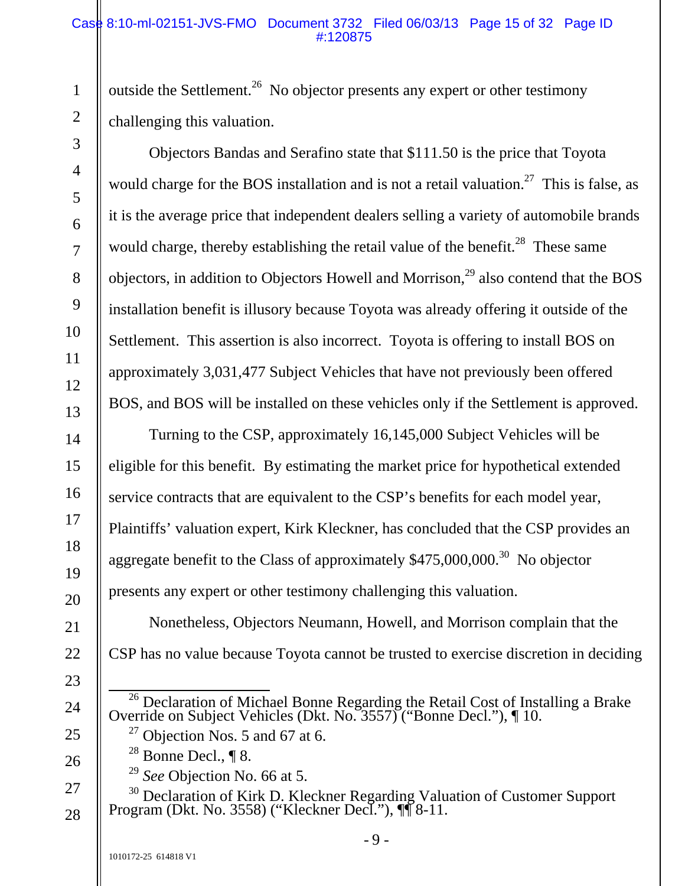outside the Settlement.[26] No objector presents any expert or other testimony challenging this valuation.

Objectors Bandas and Serafino state that $111.50 is the price that Toyota would charge for the BOS installation and is not a retail valuation.[27] This is false, as it is the average price that independent dealers selling a variety of automobile brands would charge, thereby establishing the retail value of the benefit.[28] These same objectors, in addition to Objectors Howell and Morrison,[29] also contend that the BOS installation benefit is illusory because Toyota was already offering it outside of the Settlement. This assertion is also incorrect. Toyota is offering to install BOS on approximately 3,031,477 Subject Vehicles that have not previously been offered BOS, and BOS will be installed on these vehicles only if the Settlement is approved.

Turning to the CSP, approximately 16,145,000 Subject Vehicles will be eligible for this benefit. By estimating the market price for hypothetical extended service contracts that are equivalent to the CSP's benefits for each model year, Plaintiffs' valuation expert, Kirk Kleckner, has concluded that the CSP provides an aggregate benefit to the Class of approximately $475,000,000.[30] No objector presents any expert or other testimony challenging this valuation.

Nonetheless, Objectors Neumann, Howell, and Morrison complain that the CSP has no value because Toyota cannot be trusted to exercise discretion in deciding

---

[26] Declaration of Michael Bonne Regarding the Retail Cost of Installing a Brake Override on Subject Vehicles (Dkt. No. 3557) ("Bonne Decl."), ¶ 10.

[27] Objection Nos. 5 and 67 at 6.

[28] Bonne Decl., ¶ 8.

[29] *See* Objection No. 66 at 5.

[30] Declaration of Kirk D. Kleckner Regarding Valuation of Customer Support Program (Dkt. No. 3558) ("Kleckner Decl."), ¶¶ 8-11.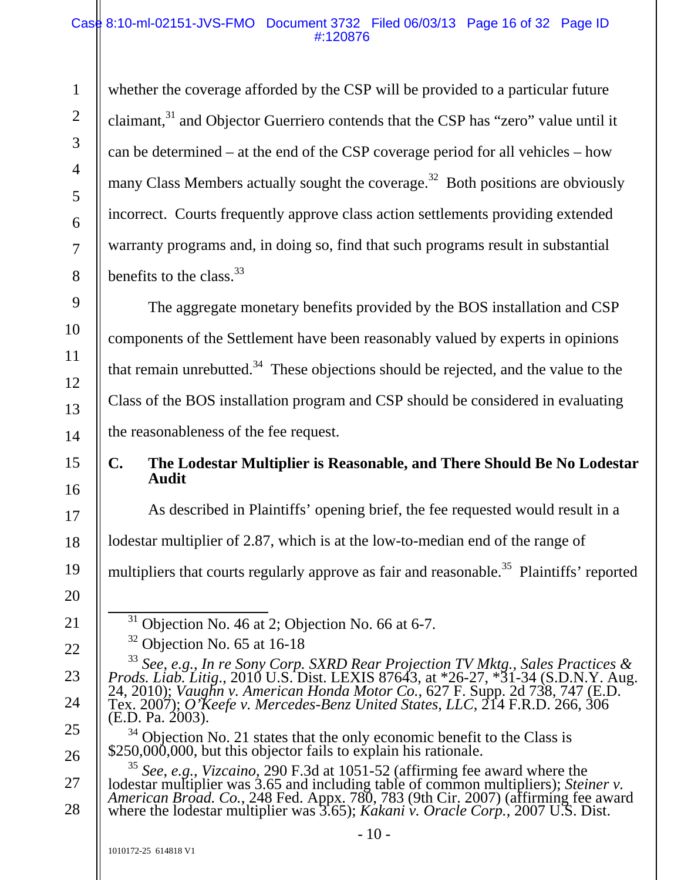whether the coverage afforded by the CSP will be provided to a particular future claimant,[31] and Objector Guerriero contends that the CSP has "zero" value until it can be determined – at the end of the CSP coverage period for all vehicles – how many Class Members actually sought the coverage.[32] Both positions are obviously incorrect. Courts frequently approve class action settlements providing extended warranty programs and, in doing so, find that such programs result in substantial benefits to the class.[33]

The aggregate monetary benefits provided by the BOS installation and CSP components of the Settlement have been reasonably valued by experts in opinions that remain unrebutted.[34] These objections should be rejected, and the value to the Class of the BOS installation program and CSP should be considered in evaluating the reasonableness of the fee request.

### C. The Lodestar Multiplier is Reasonable, and There Should Be No Lodestar Audit

As described in Plaintiffs' opening brief, the fee requested would result in a lodestar multiplier of 2.87, which is at the low-to-median end of the range of multipliers that courts regularly approve as fair and reasonable.[35] Plaintiffs' reported

---

[31] Objection No. 46 at 2; Objection No. 66 at 6-7.

[32] Objection No. 65 at 16-18

[33] *See, e.g.*, *In re Sony Corp. SXRD Rear Projection TV Mktg., Sales Practices & Prods. Liab. Litig.*, 2010 U.S. Dist. LEXIS 87643, at *26-27, *31-34 (S.D.N.Y. Aug. 24, 2010); *Vaughn v. American Honda Motor Co.*, 627 F. Supp. 2d 738, 747 (E.D. Tex. 2007); *O'Keefe v. Mercedes-Benz United States, LLC*, 214 F.R.D. 266, 306 (E.D. Pa. 2003).

[34] Objection No. 21 states that the only economic benefit to the Class is $250,000,000, but this objector fails to explain his rationale.

[35] *See, e.g.*, *Vizcaino*, 290 F.3d at 1051-52 (affirming fee award where the lodestar multiplier was 3.65 and including table of common multipliers); *Steiner v. American Broad. Co.*, 248 Fed. Appx. 780, 783 (9th Cir. 2007) (affirming fee award where the lodestar multiplier was 3.65); *Kakani v. Oracle Corp.*, 2007 U.S. Dist.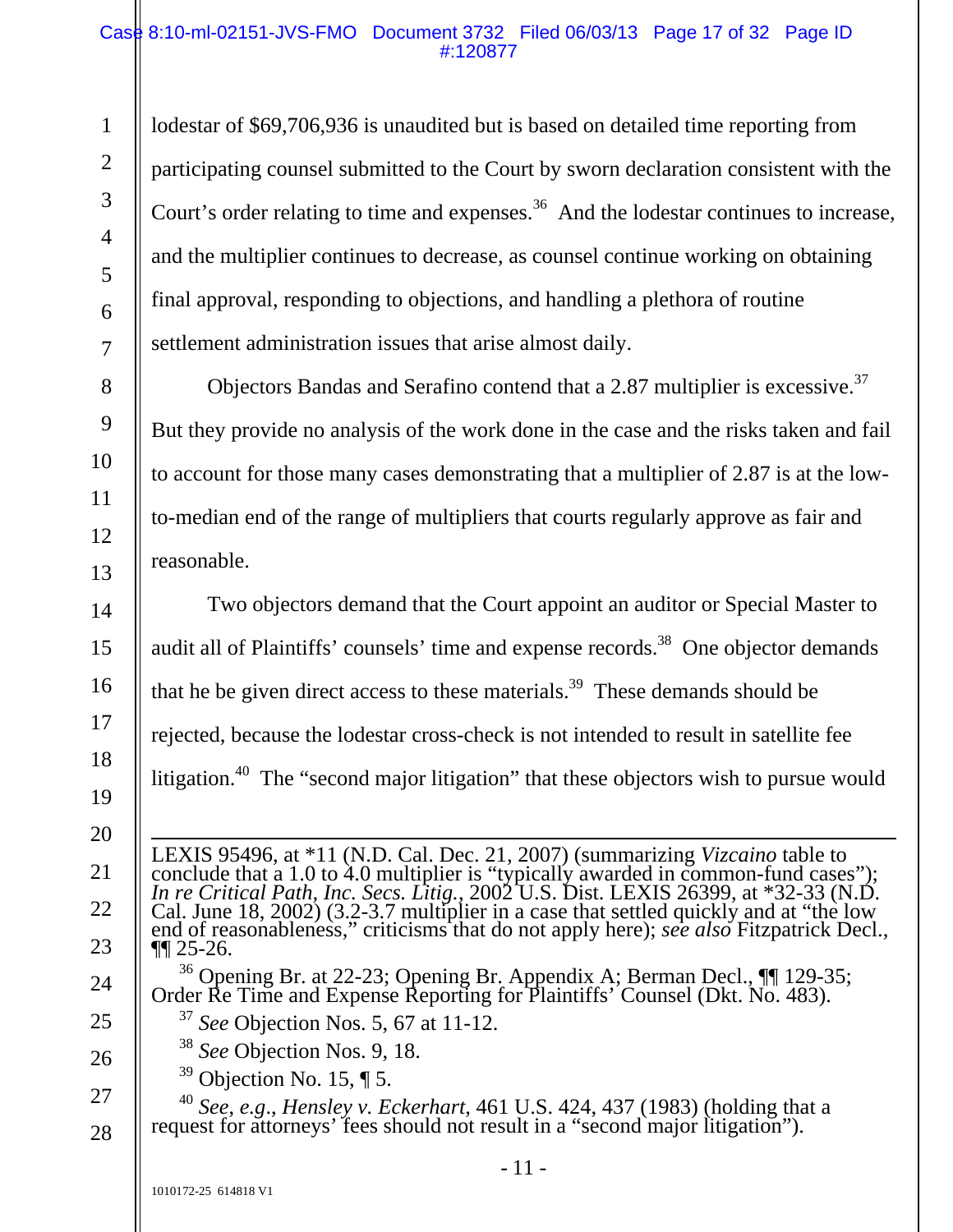lodestar of $69,706,936 is unaudited but is based on detailed time reporting from participating counsel submitted to the Court by sworn declaration consistent with the Court's order relating to time and expenses.[36] And the lodestar continues to increase, and the multiplier continues to decrease, as counsel continue working on obtaining final approval, responding to objections, and handling a plethora of routine settlement administration issues that arise almost daily.

Objectors Bandas and Serafino contend that a 2.87 multiplier is excessive.[37] But they provide no analysis of the work done in the case and the risks taken and fail to account for those many cases demonstrating that a multiplier of 2.87 is at the low-to-median end of the range of multipliers that courts regularly approve as fair and reasonable.

Two objectors demand that the Court appoint an auditor or Special Master to audit all of Plaintiffs' counsels' time and expense records.[38] One objector demands that he be given direct access to these materials.[39] These demands should be rejected, because the lodestar cross-check is not intended to result in satellite fee litigation.[40] The "second major litigation" that these objectors wish to pursue would

---

LEXIS 95496, at *11 (N.D. Cal. Dec. 21, 2007) (summarizing *Vizcaino* table to conclude that a 1.0 to 4.0 multiplier is "typically awarded in common-fund cases"); *In re Critical Path, Inc. Secs. Litig.*, 2002 U.S. Dist. LEXIS 26399, at *32-33 (N.D. Cal. June 18, 2002) (3.2-3.7 multiplier in a case that settled quickly and at "the low end of reasonableness," criticisms that do not apply here); *see also* Fitzpatrick Decl., ¶¶ 25-26.

[36] Opening Br. at 22-23; Opening Br. Appendix A; Berman Decl., ¶¶ 129-35; Order Re Time and Expense Reporting for Plaintiffs' Counsel (Dkt. No. 483).

[37] *See* Objection Nos. 5, 67 at 11-12.

[38] *See* Objection Nos. 9, 18.

[39] Objection No. 15, ¶ 5.

[40] *See, e.g.*, *Hensley v. Eckerhart*, 461 U.S. 424, 437 (1983) (holding that a request for attorneys' fees should not result in a "second major litigation").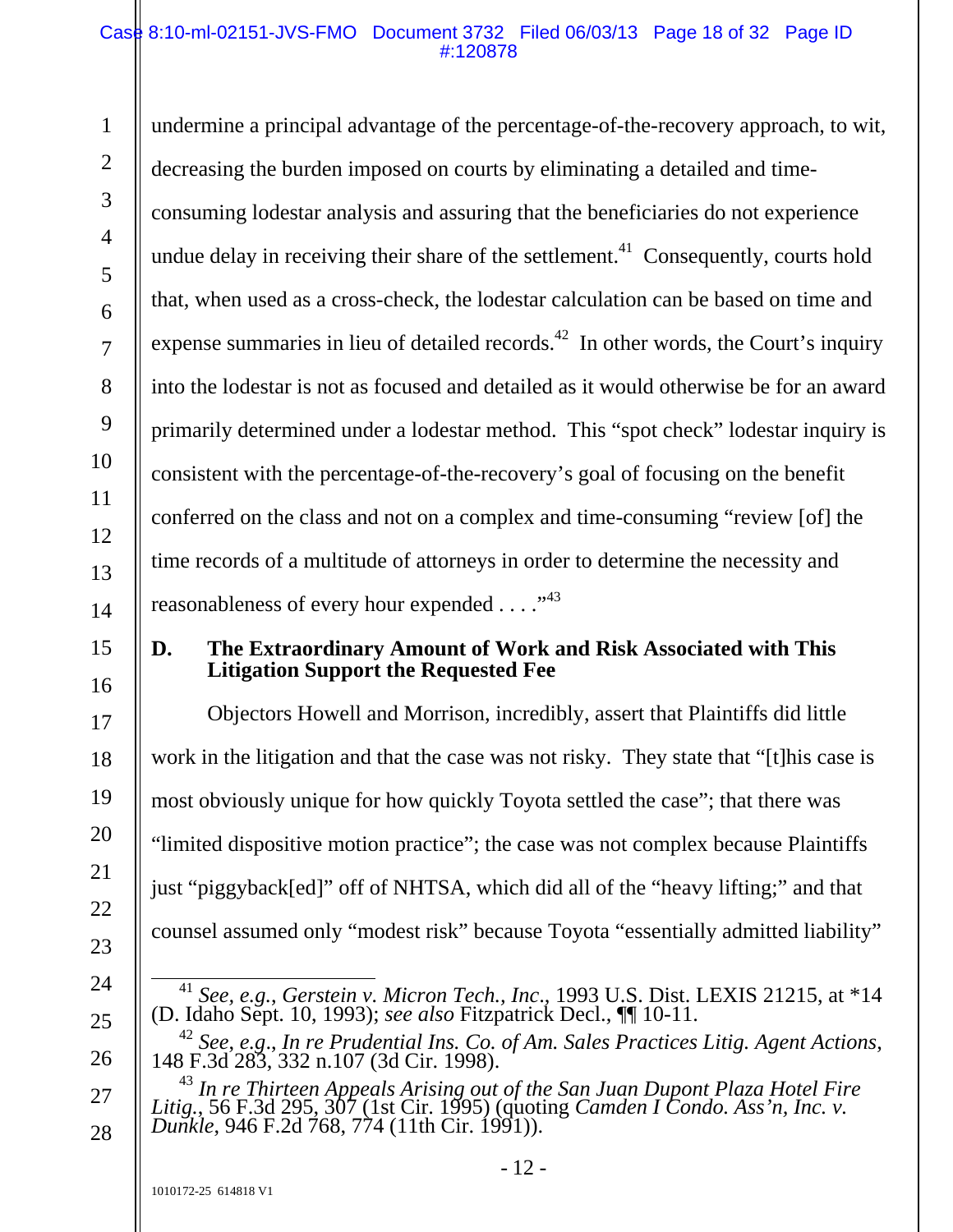undermine a principal advantage of the percentage-of-the-recovery approach, to wit, decreasing the burden imposed on courts by eliminating a detailed and time-consuming lodestar analysis and assuring that the beneficiaries do not experience undue delay in receiving their share of the settlement.[41] Consequently, courts hold that, when used as a cross-check, the lodestar calculation can be based on time and expense summaries in lieu of detailed records.[42] In other words, the Court's inquiry into the lodestar is not as focused and detailed as it would otherwise be for an award primarily determined under a lodestar method. This "spot check" lodestar inquiry is consistent with the percentage-of-the-recovery's goal of focusing on the benefit conferred on the class and not on a complex and time-consuming "review [of] the time records of a multitude of attorneys in order to determine the necessity and reasonableness of every hour expended . . . ."[43]

### D. The Extraordinary Amount of Work and Risk Associated with This Litigation Support the Requested Fee

Objectors Howell and Morrison, incredibly, assert that Plaintiffs did little work in the litigation and that the case was not risky. They state that "[t]his case is most obviously unique for how quickly Toyota settled the case"; that there was "limited dispositive motion practice"; the case was not complex because Plaintiffs just "piggyback[ed]" off of NHTSA, which did all of the "heavy lifting;" and that counsel assumed only "modest risk" because Toyota "essentially admitted liability"

---

[41] *See, e.g.*, *Gerstein v. Micron Tech., Inc*., 1993 U.S. Dist. LEXIS 21215, at *14 (D. Idaho Sept. 10, 1993); *see also* Fitzpatrick Decl., ¶¶ 10-11.

[42] *See, e.g.*, *In re Prudential Ins. Co. of Am. Sales Practices Litig. Agent Actions*, 148 F.3d 283, 332 n.107 (3d Cir. 1998).

[43] *In re Thirteen Appeals Arising out of the San Juan Dupont Plaza Hotel Fire Litig.*, 56 F.3d 295, 307 (1st Cir. 1995) (quoting *Camden I Condo. Ass'n, Inc. v. Dunkle*, 946 F.2d 768, 774 (11th Cir. 1991)).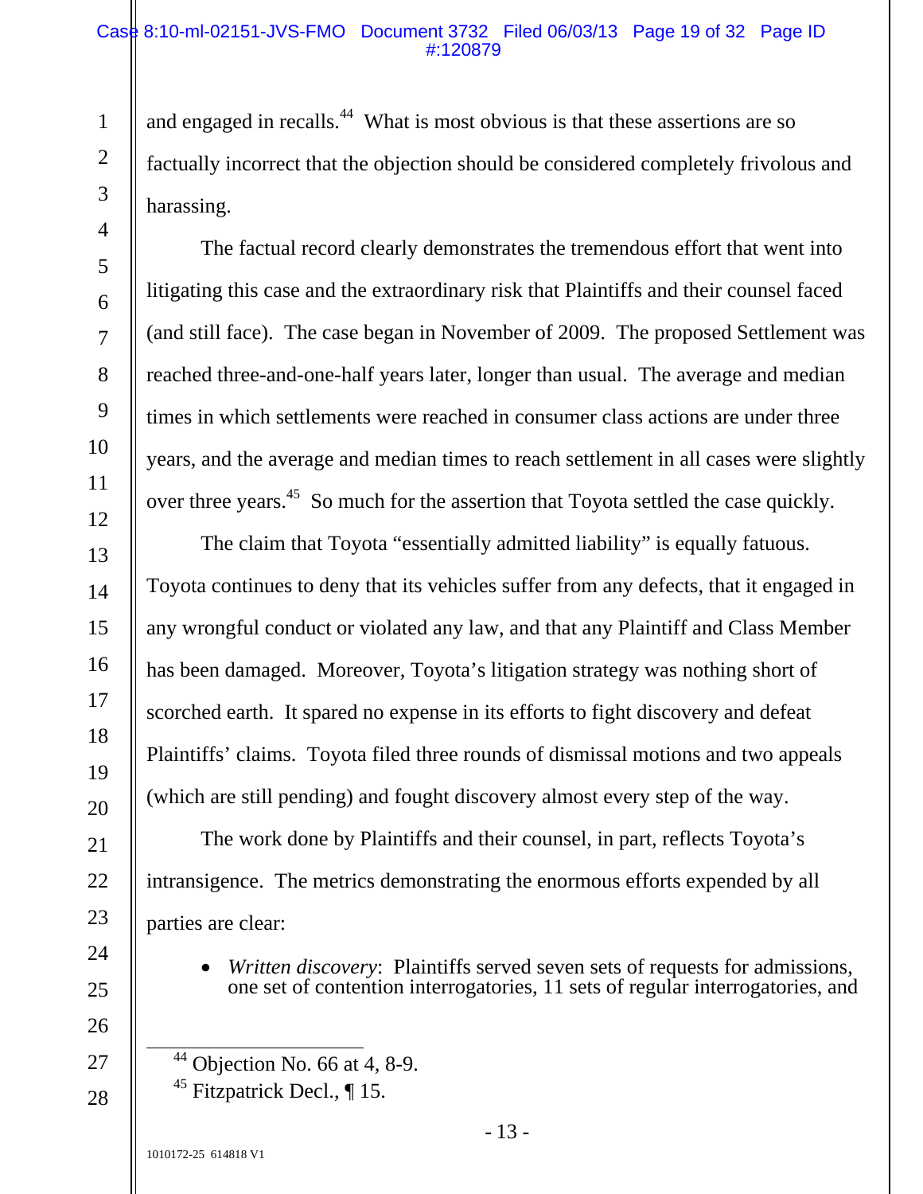and engaged in recalls.[44] What is most obvious is that these assertions are so factually incorrect that the objection should be considered completely frivolous and harassing.

The factual record clearly demonstrates the tremendous effort that went into litigating this case and the extraordinary risk that Plaintiffs and their counsel faced (and still face). The case began in November of 2009. The proposed Settlement was reached three-and-one-half years later, longer than usual. The average and median times in which settlements were reached in consumer class actions are under three years, and the average and median times to reach settlement in all cases were slightly over three years.[45] So much for the assertion that Toyota settled the case quickly.

The claim that Toyota "essentially admitted liability" is equally fatuous. Toyota continues to deny that its vehicles suffer from any defects, that it engaged in any wrongful conduct or violated any law, and that any Plaintiff and Class Member has been damaged. Moreover, Toyota's litigation strategy was nothing short of scorched earth. It spared no expense in its efforts to fight discovery and defeat Plaintiffs' claims. Toyota filed three rounds of dismissal motions and two appeals (which are still pending) and fought discovery almost every step of the way.

The work done by Plaintiffs and their counsel, in part, reflects Toyota's intransigence. The metrics demonstrating the enormous efforts expended by all parties are clear:

- *Written discovery*: Plaintiffs served seven sets of requests for admissions, one set of contention interrogatories, 11 sets of regular interrogatories, and

---

[44] Objection No. 66 at 4, 8-9.

[45] Fitzpatrick Decl., ¶ 15.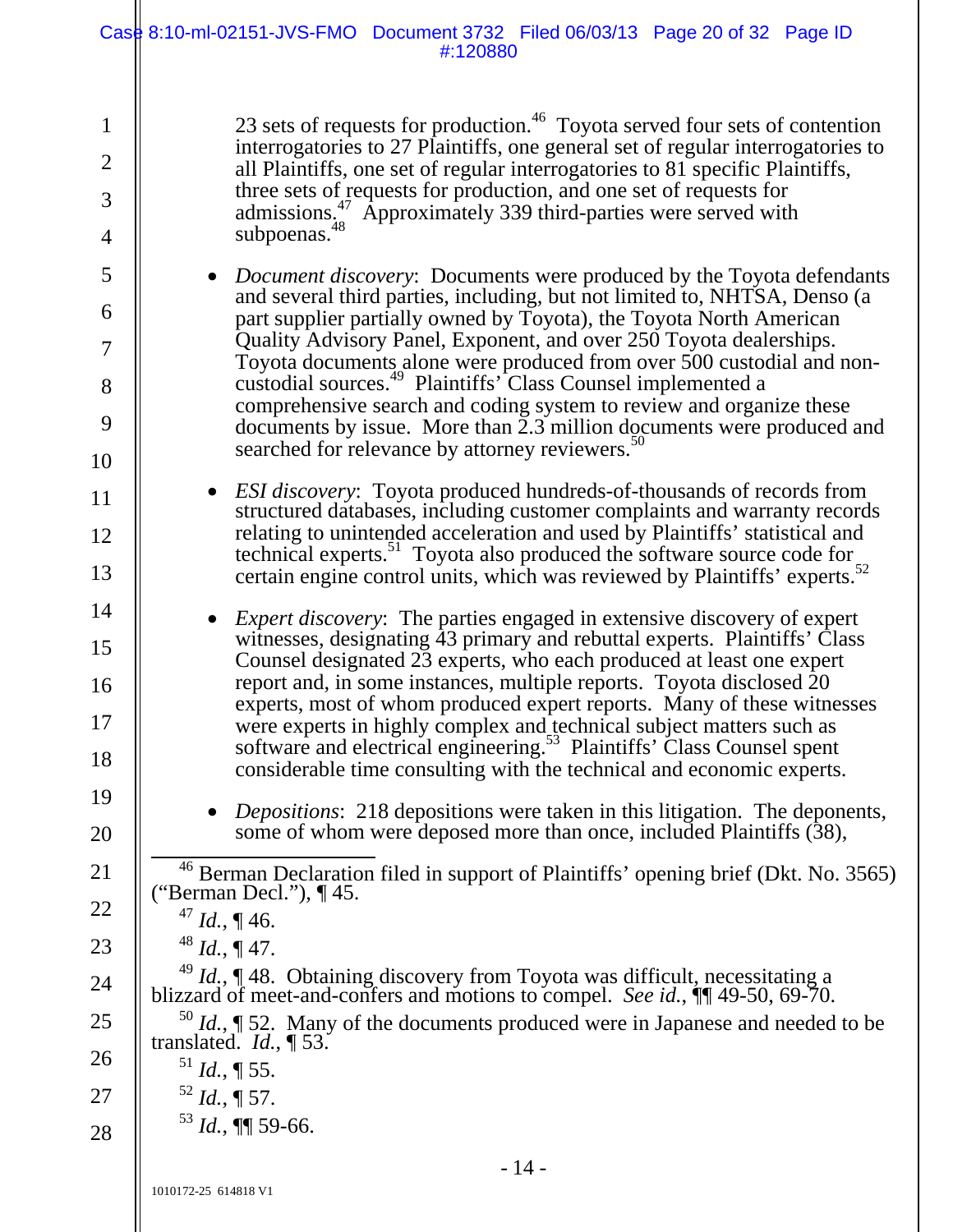23 sets of requests for production.[46] Toyota served four sets of contention interrogatories to 27 Plaintiffs, one general set of regular interrogatories to all Plaintiffs, one set of regular interrogatories to 81 specific Plaintiffs, three sets of requests for production, and one set of requests for admissions.[47] Approximately 339 third-parties were served with subpoenas.[48]

- *Document discovery*: Documents were produced by the Toyota defendants and several third parties, including, but not limited to, NHTSA, Denso (a part supplier partially owned by Toyota), the Toyota North American Quality Advisory Panel, Exponent, and over 250 Toyota dealerships. Toyota documents alone were produced from over 500 custodial and non-custodial sources.[49] Plaintiffs' Class Counsel implemented a comprehensive search and coding system to review and organize these documents by issue. More than 2.3 million documents were produced and searched for relevance by attorney reviewers.[50]

- *ESI discovery*: Toyota produced hundreds-of-thousands of records from structured databases, including customer complaints and warranty records relating to unintended acceleration and used by Plaintiffs' statistical and technical experts.[51] Toyota also produced the software source code for certain engine control units, which was reviewed by Plaintiffs' experts.[52]

- *Expert discovery*: The parties engaged in extensive discovery of expert witnesses, designating 43 primary and rebuttal experts. Plaintiffs' Class Counsel designated 23 experts, who each produced at least one expert report and, in some instances, multiple reports. Toyota disclosed 20 experts, most of whom produced expert reports. Many of these witnesses were experts in highly complex and technical subject matters such as software and electrical engineering.[53] Plaintiffs' Class Counsel spent considerable time consulting with the technical and economic experts.

- *Depositions*: 218 depositions were taken in this litigation. The deponents, some of whom were deposed more than once, included Plaintiffs (38),

---

[46] Berman Declaration filed in support of Plaintiffs' opening brief (Dkt. No. 3565) ("Berman Decl."), ¶ 45.

[47] *Id.*, ¶ 46.

[48] *Id.*, ¶ 47.

[49] *Id.*, ¶ 48. Obtaining discovery from Toyota was difficult, necessitating a blizzard of meet-and-confers and motions to compel. *See id.*, ¶¶ 49-50, 69-70.

[50] *Id.*, ¶ 52. Many of the documents produced were in Japanese and needed to be translated. *Id.*, ¶ 53.

[51] *Id.*, ¶ 55.

[52] *Id.*, ¶ 57.

[53] *Id.*, ¶¶ 59-66.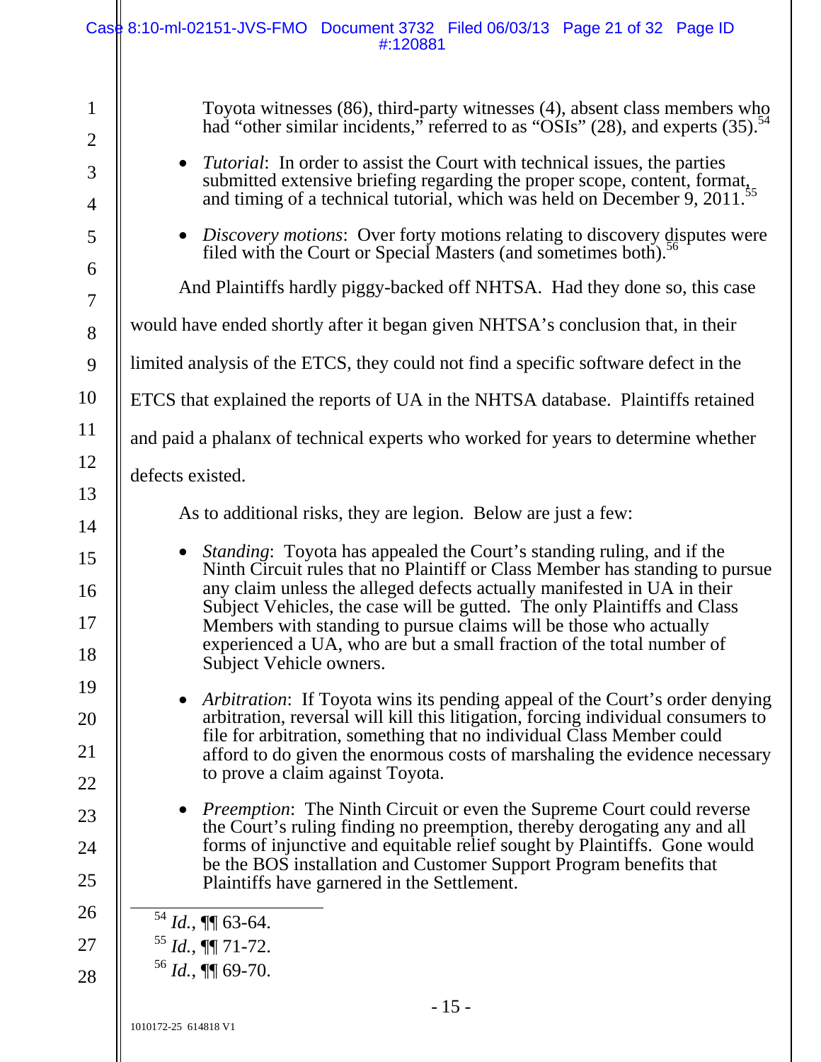Toyota witnesses (86), third-party witnesses (4), absent class members who had "other similar incidents," referred to as "OSIs" (28), and experts (35).[54]

- *Tutorial*: In order to assist the Court with technical issues, the parties submitted extensive briefing regarding the proper scope, content, format, and timing of a technical tutorial, which was held on December 9, 2011.[55]
- *Discovery motions*: Over forty motions relating to discovery disputes were filed with the Court or Special Masters (and sometimes both).[56]

And Plaintiffs hardly piggy-backed off NHTSA. Had they done so, this case would have ended shortly after it began given NHTSA's conclusion that, in their limited analysis of the ETCS, they could not find a specific software defect in the ETCS that explained the reports of UA in the NHTSA database. Plaintiffs retained and paid a phalanx of technical experts who worked for years to determine whether defects existed.

As to additional risks, they are legion. Below are just a few:

- *Standing*: Toyota has appealed the Court's standing ruling, and if the Ninth Circuit rules that no Plaintiff or Class Member has standing to pursue any claim unless the alleged defects actually manifested in UA in their Subject Vehicles, the case will be gutted. The only Plaintiffs and Class Members with standing to pursue claims will be those who actually experienced a UA, who are but a small fraction of the total number of Subject Vehicle owners.
- *Arbitration*: If Toyota wins its pending appeal of the Court's order denying arbitration, reversal will kill this litigation, forcing individual consumers to file for arbitration, something that no individual Class Member could afford to do given the enormous costs of marshaling the evidence necessary to prove a claim against Toyota.
- *Preemption*: The Ninth Circuit or even the Supreme Court could reverse the Court's ruling finding no preemption, thereby derogating any and all forms of injunctive and equitable relief sought by Plaintiffs. Gone would be the BOS installation and Customer Support Program benefits that Plaintiffs have garnered in the Settlement.

---

[54] *Id.*, ¶¶ 63-64.

[55] *Id.*, ¶¶ 71-72.

[56] *Id.*, ¶¶ 69-70.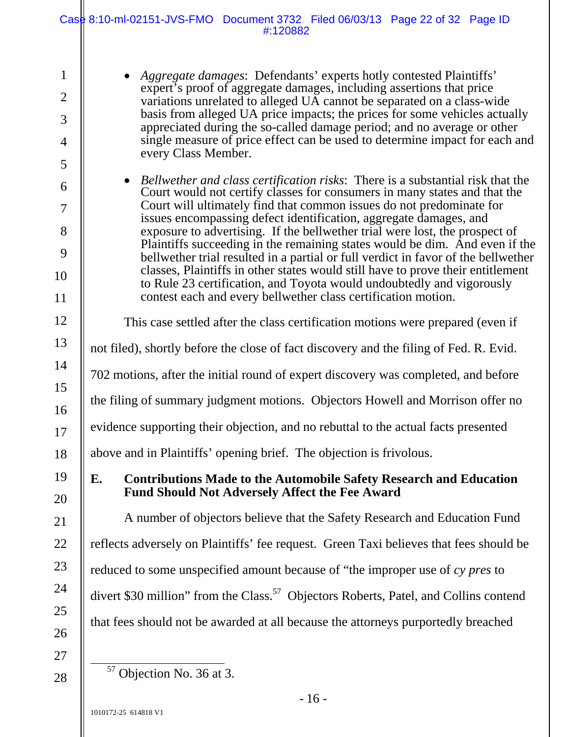- *Aggregate damages*: Defendants' experts hotly contested Plaintiffs' expert's proof of aggregate damages, including assertions that price variations unrelated to alleged UA cannot be separated on a class-wide basis from alleged UA price impacts; the prices for some vehicles actually appreciated during the so-called damage period; and no average or other single measure of price effect can be used to determine impact for each and every Class Member.

- *Bellwether and class certification risks*: There is a substantial risk that the Court would not certify classes for consumers in many states and that the Court will ultimately find that common issues do not predominate for issues encompassing defect identification, aggregate damages, and exposure to advertising. If the bellwether trial were lost, the prospect of Plaintiffs succeeding in the remaining states would be dim. And even if the bellwether trial resulted in a partial or full verdict in favor of the bellwether classes, Plaintiffs in other states would still have to prove their entitlement to Rule 23 certification, and Toyota would undoubtedly and vigorously contest each and every bellwether class certification motion.

This case settled after the class certification motions were prepared (even if not filed), shortly before the close of fact discovery and the filing of Fed. R. Evid. 702 motions, after the initial round of expert discovery was completed, and before the filing of summary judgment motions. Objectors Howell and Morrison offer no evidence supporting their objection, and no rebuttal to the actual facts presented above and in Plaintiffs' opening brief. The objection is frivolous.

## E. Contributions Made to the Automobile Safety Research and Education Fund Should Not Adversely Affect the Fee Award

A number of objectors believe that the Safety Research and Education Fund reflects adversely on Plaintiffs' fee request. Green Taxi believes that fees should be reduced to some unspecified amount because of "the improper use of *cy pres* to divert $30 million" from the Class.[57] Objectors Roberts, Patel, and Collins contend that fees should not be awarded at all because the attorneys purportedly breached

---

[57] Objection No. 36 at 3.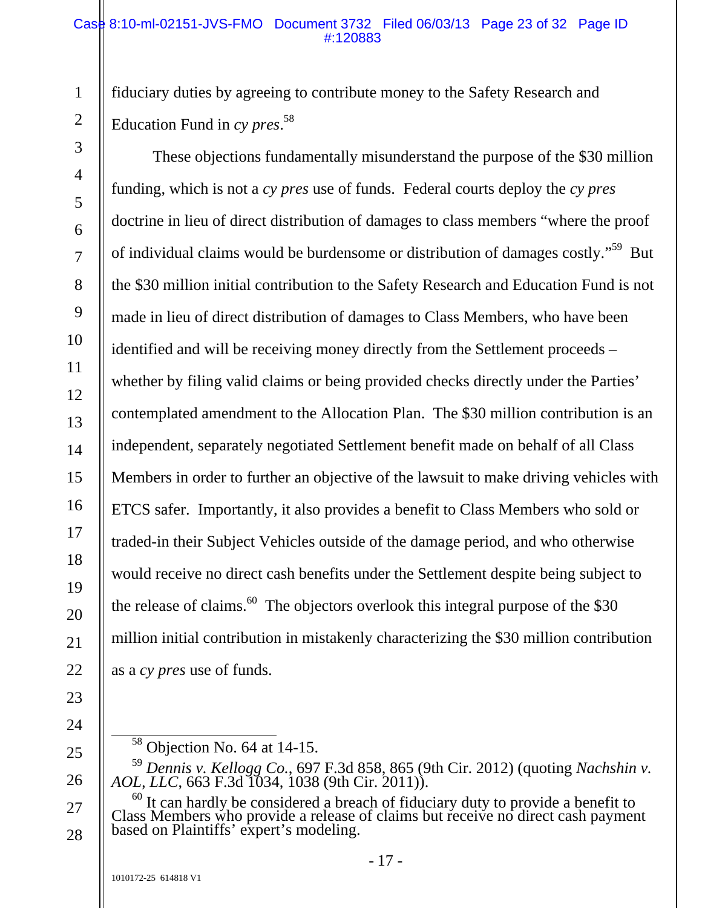fiduciary duties by agreeing to contribute money to the Safety Research and Education Fund in *cy pres*.[58]

These objections fundamentally misunderstand the purpose of the $30 million funding, which is not a *cy pres* use of funds. Federal courts deploy the *cy pres* doctrine in lieu of direct distribution of damages to class members "where the proof of individual claims would be burdensome or distribution of damages costly."[59] But the $30 million initial contribution to the Safety Research and Education Fund is not made in lieu of direct distribution of damages to Class Members, who have been identified and will be receiving money directly from the Settlement proceeds – whether by filing valid claims or being provided checks directly under the Parties' contemplated amendment to the Allocation Plan. The $30 million contribution is an independent, separately negotiated Settlement benefit made on behalf of all Class Members in order to further an objective of the lawsuit to make driving vehicles with ETCS safer. Importantly, it also provides a benefit to Class Members who sold or traded-in their Subject Vehicles outside of the damage period, and who otherwise would receive no direct cash benefits under the Settlement despite being subject to the release of claims.[60] The objectors overlook this integral purpose of the $30 million initial contribution in mistakenly characterizing the $30 million contribution as a *cy pres* use of funds.

---

[58] Objection No. 64 at 14-15.

[59] *Dennis v. Kellogg Co.*, 697 F.3d 858, 865 (9th Cir. 2012) (quoting *Nachshin v. AOL, LLC*, 663 F.3d 1034, 1038 (9th Cir. 2011)).

[60] It can hardly be considered a breach of fiduciary duty to provide a benefit to Class Members who provide a release of claims but receive no direct cash payment based on Plaintiffs' expert's modeling.

1010172-25 614818 V1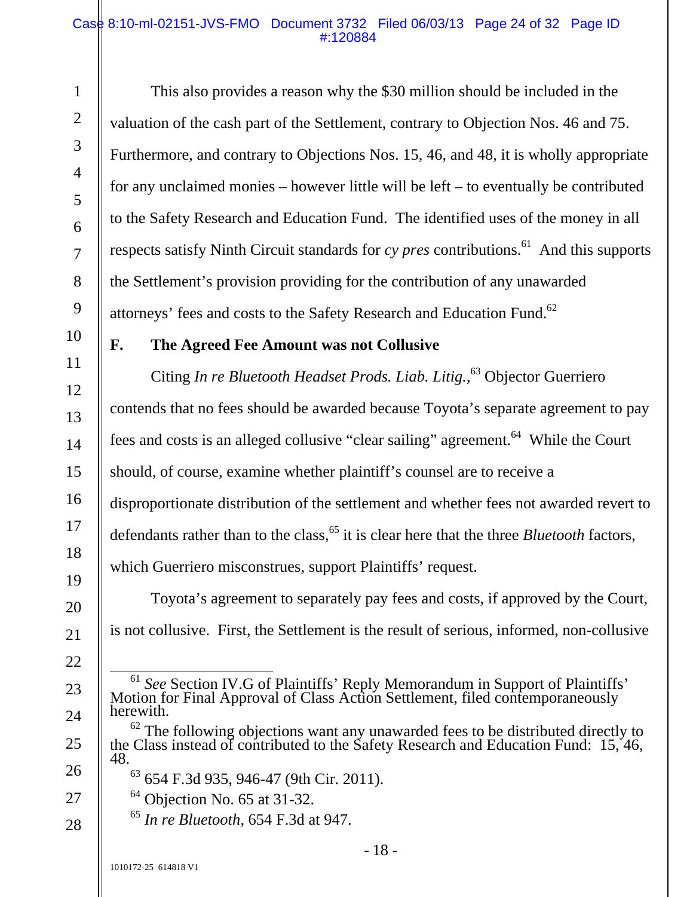This also provides a reason why the $30 million should be included in the valuation of the cash part of the Settlement, contrary to Objection Nos. 46 and 75. Furthermore, and contrary to Objections Nos. 15, 46, and 48, it is wholly appropriate for any unclaimed monies – however little will be left – to eventually be contributed to the Safety Research and Education Fund. The identified uses of the money in all respects satisfy Ninth Circuit standards for *cy pres* contributions.[61] And this supports the Settlement's provision providing for the contribution of any unawarded attorneys' fees and costs to the Safety Research and Education Fund.[62]

## F. The Agreed Fee Amount was not Collusive

Citing *In re Bluetooth Headset Prods. Liab. Litig.*,[63] Objector Guerriero contends that no fees should be awarded because Toyota's separate agreement to pay fees and costs is an alleged collusive "clear sailing" agreement.[64] While the Court should, of course, examine whether plaintiff's counsel are to receive a disproportionate distribution of the settlement and whether fees not awarded revert to defendants rather than to the class,[65] it is clear here that the three *Bluetooth* factors, which Guerriero misconstrues, support Plaintiffs' request.

Toyota's agreement to separately pay fees and costs, if approved by the Court, is not collusive. First, the Settlement is the result of serious, informed, non-collusive

---

[61] *See* Section IV.G of Plaintiffs' Reply Memorandum in Support of Plaintiffs' Motion for Final Approval of Class Action Settlement, filed contemporaneously herewith.

[62] The following objections want any unawarded fees to be distributed directly to the Class instead of contributed to the Safety Research and Education Fund: 15, 46, 48.

[63] 654 F.3d 935, 946-47 (9th Cir. 2011).

[64] Objection No. 65 at 31-32.

[65] *In re Bluetooth*, 654 F.3d at 947.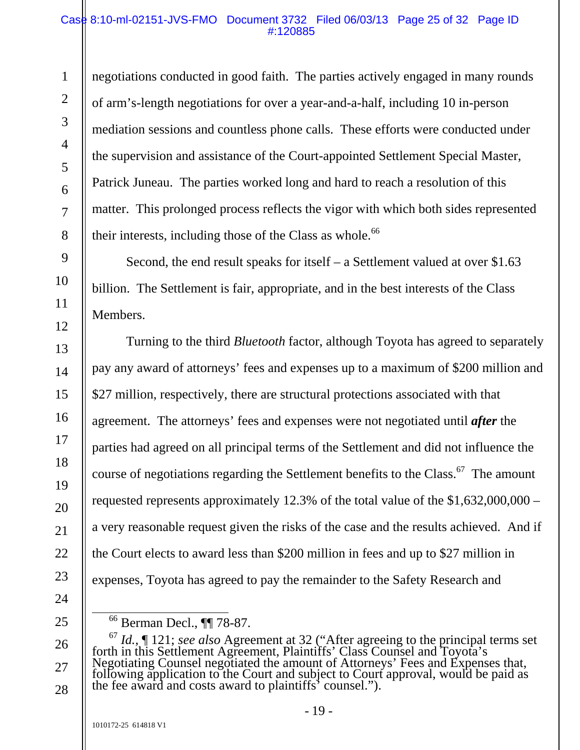negotiations conducted in good faith. The parties actively engaged in many rounds of arm's-length negotiations for over a year-and-a-half, including 10 in-person mediation sessions and countless phone calls. These efforts were conducted under the supervision and assistance of the Court-appointed Settlement Special Master, Patrick Juneau. The parties worked long and hard to reach a resolution of this matter. This prolonged process reflects the vigor with which both sides represented their interests, including those of the Class as whole.[66]

Second, the end result speaks for itself – a Settlement valued at over $1.63 billion. The Settlement is fair, appropriate, and in the best interests of the Class Members.

Turning to the third *Bluetooth* factor, although Toyota has agreed to separately pay any award of attorneys' fees and expenses up to a maximum of $200 million and $27 million, respectively, there are structural protections associated with that agreement. The attorneys' fees and expenses were not negotiated until ***after*** the parties had agreed on all principal terms of the Settlement and did not influence the course of negotiations regarding the Settlement benefits to the Class.[67] The amount requested represents approximately 12.3% of the total value of the $1,632,000,000 – a very reasonable request given the risks of the case and the results achieved. And if the Court elects to award less than $200 million in fees and up to $27 million in expenses, Toyota has agreed to pay the remainder to the Safety Research and

---

[66] Berman Decl., ¶¶ 78-87.

[67] *Id.*, ¶ 121; *see also* Agreement at 32 ("After agreeing to the principal terms set forth in this Settlement Agreement, Plaintiffs' Class Counsel and Toyota's Negotiating Counsel negotiated the amount of Attorneys' Fees and Expenses that, following application to the Court and subject to Court approval, would be paid as the fee award and costs award to plaintiffs' counsel.").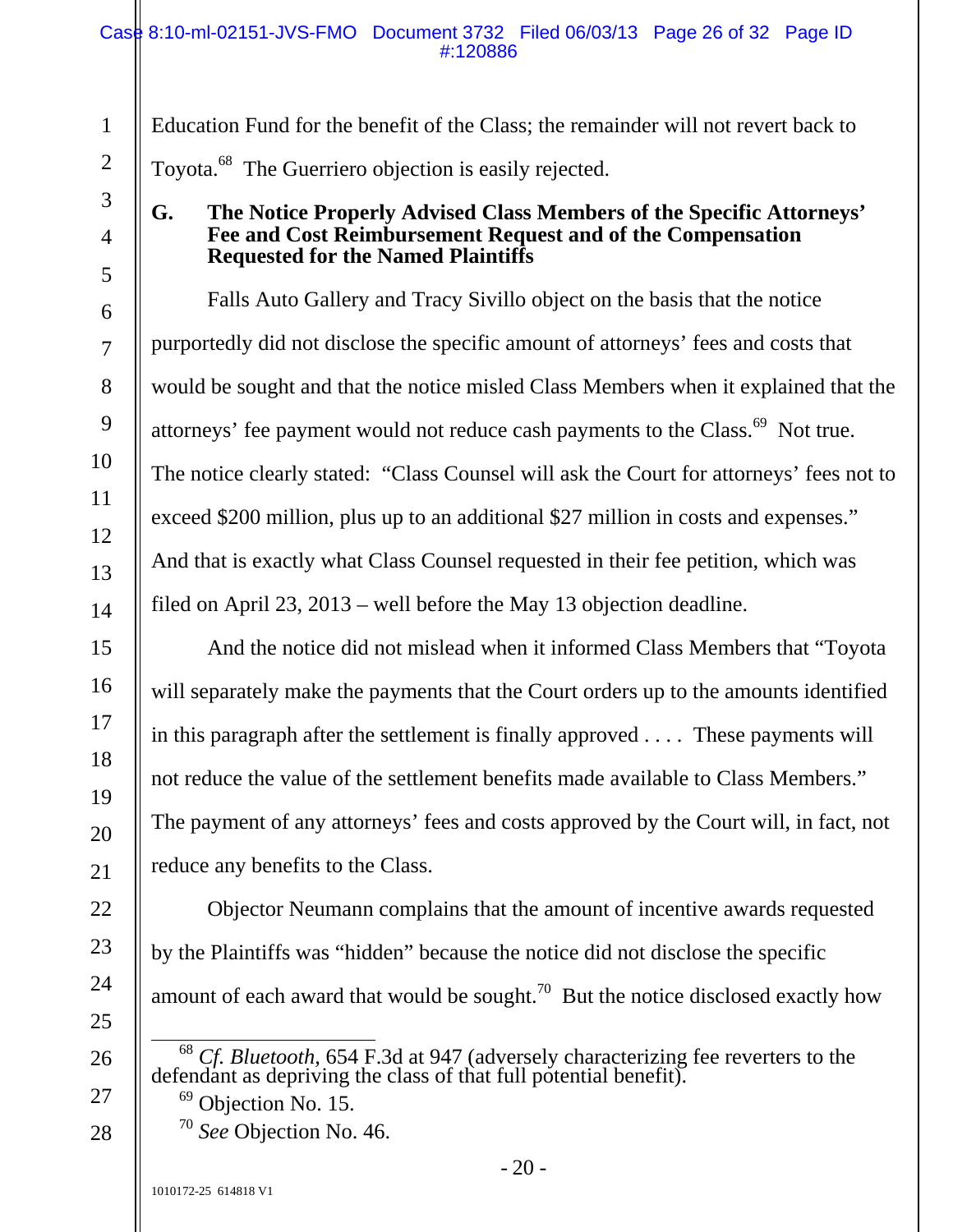Education Fund for the benefit of the Class; the remainder will not revert back to Toyota.[68] The Guerriero objection is easily rejected.

### G. The Notice Properly Advised Class Members of the Specific Attorneys' Fee and Cost Reimbursement Request and of the Compensation Requested for the Named Plaintiffs

Falls Auto Gallery and Tracy Sivillo object on the basis that the notice purportedly did not disclose the specific amount of attorneys' fees and costs that would be sought and that the notice misled Class Members when it explained that the attorneys' fee payment would not reduce cash payments to the Class.[69] Not true. The notice clearly stated: "Class Counsel will ask the Court for attorneys' fees not to exceed $200 million, plus up to an additional $27 million in costs and expenses." And that is exactly what Class Counsel requested in their fee petition, which was filed on April 23, 2013 – well before the May 13 objection deadline.

And the notice did not mislead when it informed Class Members that "Toyota will separately make the payments that the Court orders up to the amounts identified in this paragraph after the settlement is finally approved . . . . These payments will not reduce the value of the settlement benefits made available to Class Members." The payment of any attorneys' fees and costs approved by the Court will, in fact, not reduce any benefits to the Class.

Objector Neumann complains that the amount of incentive awards requested by the Plaintiffs was "hidden" because the notice did not disclose the specific amount of each award that would be sought.[70] But the notice disclosed exactly how

---

[68] *Cf. Bluetooth*, 654 F.3d at 947 (adversely characterizing fee reverters to the defendant as depriving the class of that full potential benefit).

[69] Objection No. 15.

[70] *See* Objection No. 46.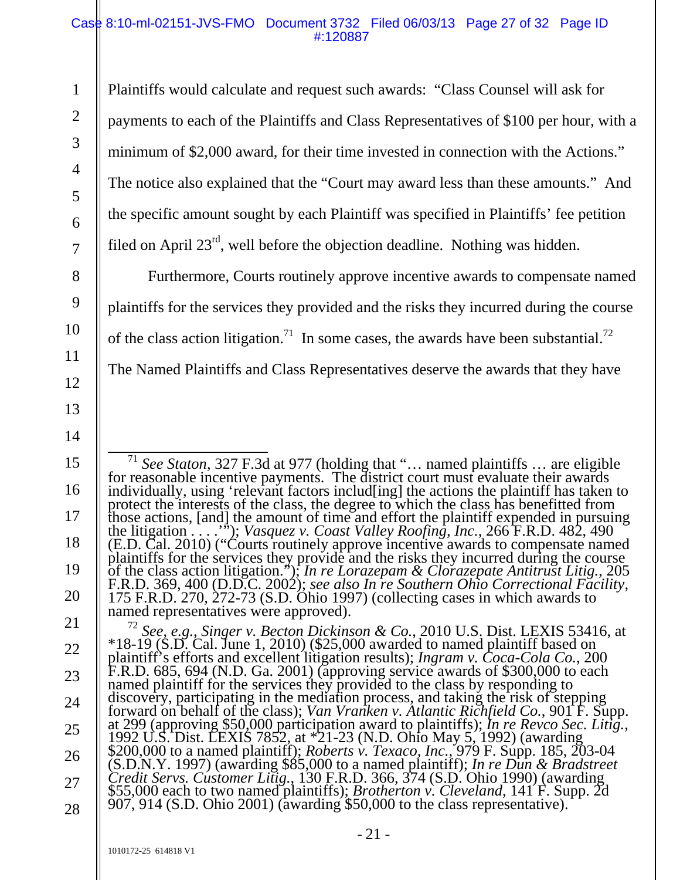Plaintiffs would calculate and request such awards: "Class Counsel will ask for payments to each of the Plaintiffs and Class Representatives of $100 per hour, with a minimum of $2,000 award, for their time invested in connection with the Actions." The notice also explained that the "Court may award less than these amounts." And the specific amount sought by each Plaintiff was specified in Plaintiffs' fee petition filed on April 23rd, well before the objection deadline. Nothing was hidden.

Furthermore, Courts routinely approve incentive awards to compensate named plaintiffs for the services they provided and the risks they incurred during the course of the class action litigation.[71] In some cases, the awards have been substantial.[72] The Named Plaintiffs and Class Representatives deserve the awards that they have

---

[71] *See Staton*, 327 F.3d at 977 (holding that "… named plaintiffs … are eligible for reasonable incentive payments. The district court must evaluate their awards individually, using 'relevant factors includ[ing] the actions the plaintiff has taken to protect the interests of the class, the degree to which the class has benefitted from those actions, [and] the amount of time and effort the plaintiff expended in pursuing the litigation . . . .'"); *Vasquez v. Coast Valley Roofing, Inc.*, 266 F.R.D. 482, 490 (E.D. Cal. 2010) ("Courts routinely approve incentive awards to compensate named plaintiffs for the services they provide and the risks they incurred during the course of the class action litigation."); *In re Lorazepam & Clorazepate Antitrust Litig.*, 205 F.R.D. 369, 400 (D.D.C. 2002); *see also In re Southern Ohio Correctional Facility*, 175 F.R.D. 270, 272-73 (S.D. Ohio 1997) (collecting cases in which awards to named representatives were approved).

[72] *See, e.g., Singer v. Becton Dickinson & Co.*, 2010 U.S. Dist. LEXIS 53416, at *18-19 (S.D. Cal. June 1, 2010) ($25,000 awarded to named plaintiff based on plaintiff's efforts and excellent litigation results); *Ingram v. Coca-Cola Co.*, 200 F.R.D. 685, 694 (N.D. Ga. 2001) (approving service awards of $300,000 to each named plaintiff for the services they provided to the class by responding to discovery, participating in the mediation process, and taking the risk of stepping forward on behalf of the class); *Van Vranken v. Atlantic Richfield Co.*, 901 F. Supp. at 299 (approving $50,000 participation award to plaintiffs); *In re Revco Sec. Litig.*, 1992 U.S. Dist. LEXIS 7852, at *21-23 (N.D. Ohio May 5, 1992) (awarding $200,000 to a named plaintiff); *Roberts v. Texaco, Inc.*, 979 F. Supp. 185, 203-04 (S.D.N.Y. 1997) (awarding $85,000 to a named plaintiff); *In re Dun & Bradstreet Credit Servs. Customer Litig.*, 130 F.R.D. 366, 374 (S.D. Ohio 1990) (awarding $55,000 each to two named plaintiffs); *Brotherton v. Cleveland*, 141 F. Supp. 2d 907, 914 (S.D. Ohio 2001) (awarding $50,000 to the class representative).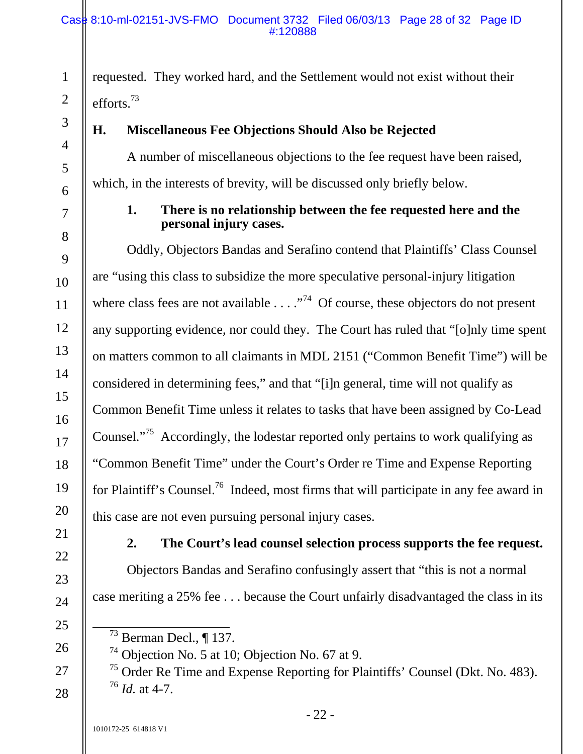requested. They worked hard, and the Settlement would not exist without their efforts.[73]

### H. Miscellaneous Fee Objections Should Also be Rejected

A number of miscellaneous objections to the fee request have been raised, which, in the interests of brevity, will be discussed only briefly below.

#### 1. There is no relationship between the fee requested here and the personal injury cases.

Oddly, Objectors Bandas and Serafino contend that Plaintiffs' Class Counsel are "using this class to subsidize the more speculative personal-injury litigation where class fees are not available . . . ."[74] Of course, these objectors do not present any supporting evidence, nor could they. The Court has ruled that "[o]nly time spent on matters common to all claimants in MDL 2151 ("Common Benefit Time") will be considered in determining fees," and that "[i]n general, time will not qualify as Common Benefit Time unless it relates to tasks that have been assigned by Co-Lead Counsel."[75] Accordingly, the lodestar reported only pertains to work qualifying as "Common Benefit Time" under the Court's Order re Time and Expense Reporting for Plaintiff's Counsel.[76] Indeed, most firms that will participate in any fee award in this case are not even pursuing personal injury cases.

#### 2. The Court's lead counsel selection process supports the fee request.

Objectors Bandas and Serafino confusingly assert that "this is not a normal case meriting a 25% fee . . . because the Court unfairly disadvantaged the class in its

---

[73] Berman Decl., ¶ 137.

[74] Objection No. 5 at 10; Objection No. 67 at 9.

[75] Order Re Time and Expense Reporting for Plaintiffs' Counsel (Dkt. No. 483).

[76] *Id.* at 4-7.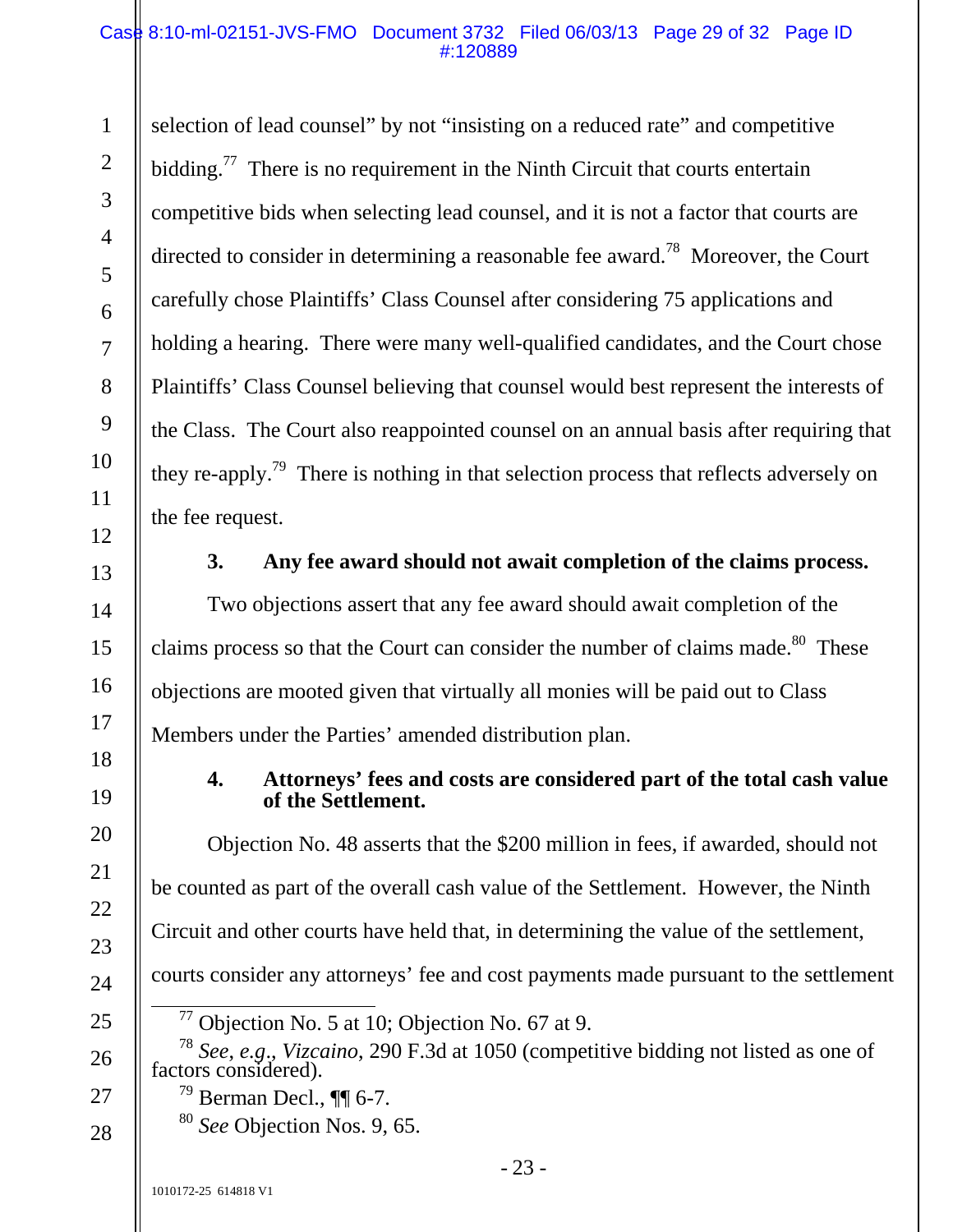selection of lead counsel" by not "insisting on a reduced rate" and competitive bidding.[77] There is no requirement in the Ninth Circuit that courts entertain competitive bids when selecting lead counsel, and it is not a factor that courts are directed to consider in determining a reasonable fee award.[78] Moreover, the Court carefully chose Plaintiffs' Class Counsel after considering 75 applications and holding a hearing. There were many well-qualified candidates, and the Court chose Plaintiffs' Class Counsel believing that counsel would best represent the interests of the Class. The Court also reappointed counsel on an annual basis after requiring that they re-apply.[79] There is nothing in that selection process that reflects adversely on the fee request.

**3. Any fee award should not await completion of the claims process.**

Two objections assert that any fee award should await completion of the claims process so that the Court can consider the number of claims made.[80] These objections are mooted given that virtually all monies will be paid out to Class Members under the Parties' amended distribution plan.

**4. Attorneys' fees and costs are considered part of the total cash value of the Settlement.**

Objection No. 48 asserts that the $200 million in fees, if awarded, should not be counted as part of the overall cash value of the Settlement. However, the Ninth Circuit and other courts have held that, in determining the value of the settlement, courts consider any attorneys' fee and cost payments made pursuant to the settlement

---

[77] Objection No. 5 at 10; Objection No. 67 at 9.

[78] *See, e.g.*, *Vizcaino*, 290 F.3d at 1050 (competitive bidding not listed as one of factors considered).

[79] Berman Decl., ¶¶ 6-7.

[80] *See* Objection Nos. 9, 65.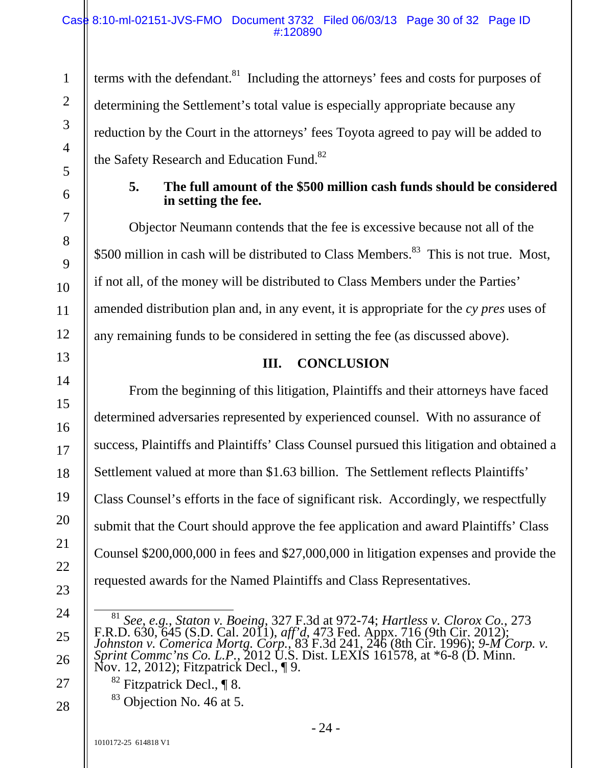terms with the defendant.[81] Including the attorneys' fees and costs for purposes of determining the Settlement's total value is especially appropriate because any reduction by the Court in the attorneys' fees Toyota agreed to pay will be added to the Safety Research and Education Fund.[82]

**5. The full amount of the $500 million cash funds should be considered in setting the fee.**

Objector Neumann contends that the fee is excessive because not all of the $500 million in cash will be distributed to Class Members.[83] This is not true. Most, if not all, of the money will be distributed to Class Members under the Parties' amended distribution plan and, in any event, it is appropriate for the *cy pres* uses of any remaining funds to be considered in setting the fee (as discussed above).

## III. CONCLUSION

From the beginning of this litigation, Plaintiffs and their attorneys have faced determined adversaries represented by experienced counsel. With no assurance of success, Plaintiffs and Plaintiffs' Class Counsel pursued this litigation and obtained a Settlement valued at more than $1.63 billion. The Settlement reflects Plaintiffs' Class Counsel's efforts in the face of significant risk. Accordingly, we respectfully submit that the Court should approve the fee application and award Plaintiffs' Class Counsel $200,000,000 in fees and $27,000,000 in litigation expenses and provide the requested awards for the Named Plaintiffs and Class Representatives.

---

[81] *See, e.g.*, *Staton v. Boeing*, 327 F.3d at 972-74; *Hartless v. Clorox Co.*, 273 F.R.D. 630, 645 (S.D. Cal. 2011), *aff'd*, 473 Fed. Appx. 716 (9th Cir. 2012); *Johnston v. Comerica Mortg. Corp.*, 83 F.3d 241, 246 (8th Cir. 1996); *9-M Corp. v. Sprint Commc'ns Co. L.P.*, 2012 U.S. Dist. LEXIS 161578, at *6-8 (D. Minn. Nov. 12, 2012); Fitzpatrick Decl., ¶ 9.

[82] Fitzpatrick Decl., ¶ 8.

[83] Objection No. 46 at 5.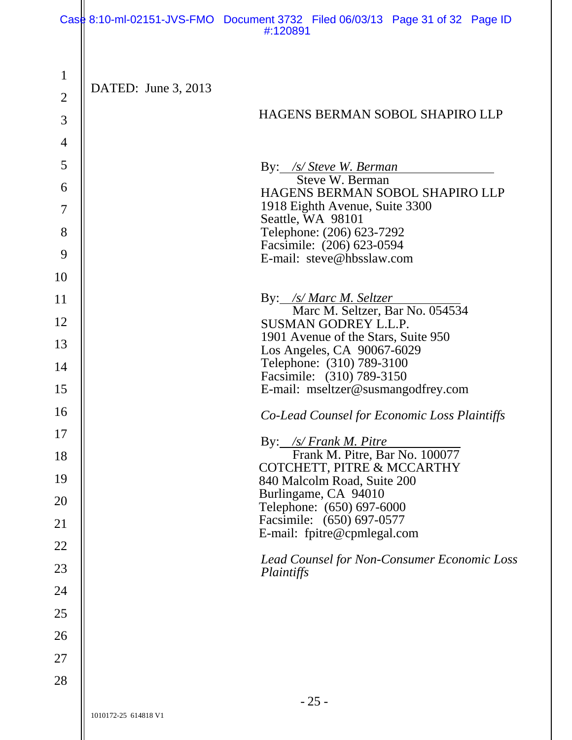DATED: June 3, 2013

HAGENS BERMAN SOBOL SHAPIRO LLP

By: */s/ Steve W. Berman*
Steve W. Berman
HAGENS BERMAN SOBOL SHAPIRO LLP
1918 Eighth Avenue, Suite 3300
Seattle, WA 98101
Telephone: (206) 623-7292
Facsimile: (206) 623-0594
E-mail: steve@hbsslaw.com

By: */s/ Marc M. Seltzer*
Marc M. Seltzer, Bar No. 054534
SUSMAN GODREY L.L.P.
1901 Avenue of the Stars, Suite 950
Los Angeles, CA 90067-6029
Telephone: (310) 789-3100
Facsimile: (310) 789-3150
E-mail: mseltzer@susmangodfrey.com

*Co-Lead Counsel for Economic Loss Plaintiffs*

By: */s/ Frank M. Pitre*
Frank M. Pitre, Bar No. 100077
COTCHETT, PITRE & MCCARTHY
840 Malcolm Road, Suite 200
Burlingame, CA 94010
Telephone: (650) 697-6000
Facsimile: (650) 697-0577
E-mail: fpitre@cpmlegal.com

*Lead Counsel for Non-Consumer Economic Loss Plaintiffs*

1010172-25 614818 V1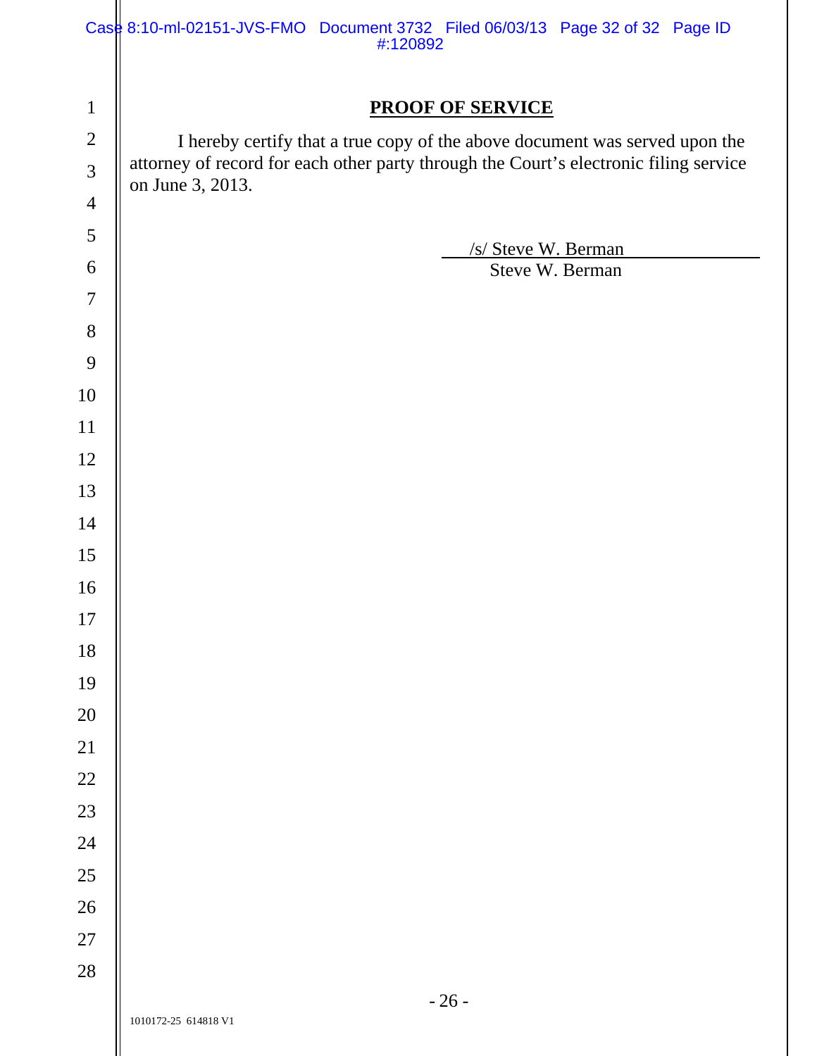**PROOF OF SERVICE**

I hereby certify that a true copy of the above document was served upon the attorney of record for each other party through the Court's electronic filing service on June 3, 2013.

/s/ Steve W. Berman
Steve W. Berman

1010172-25 614818 V1